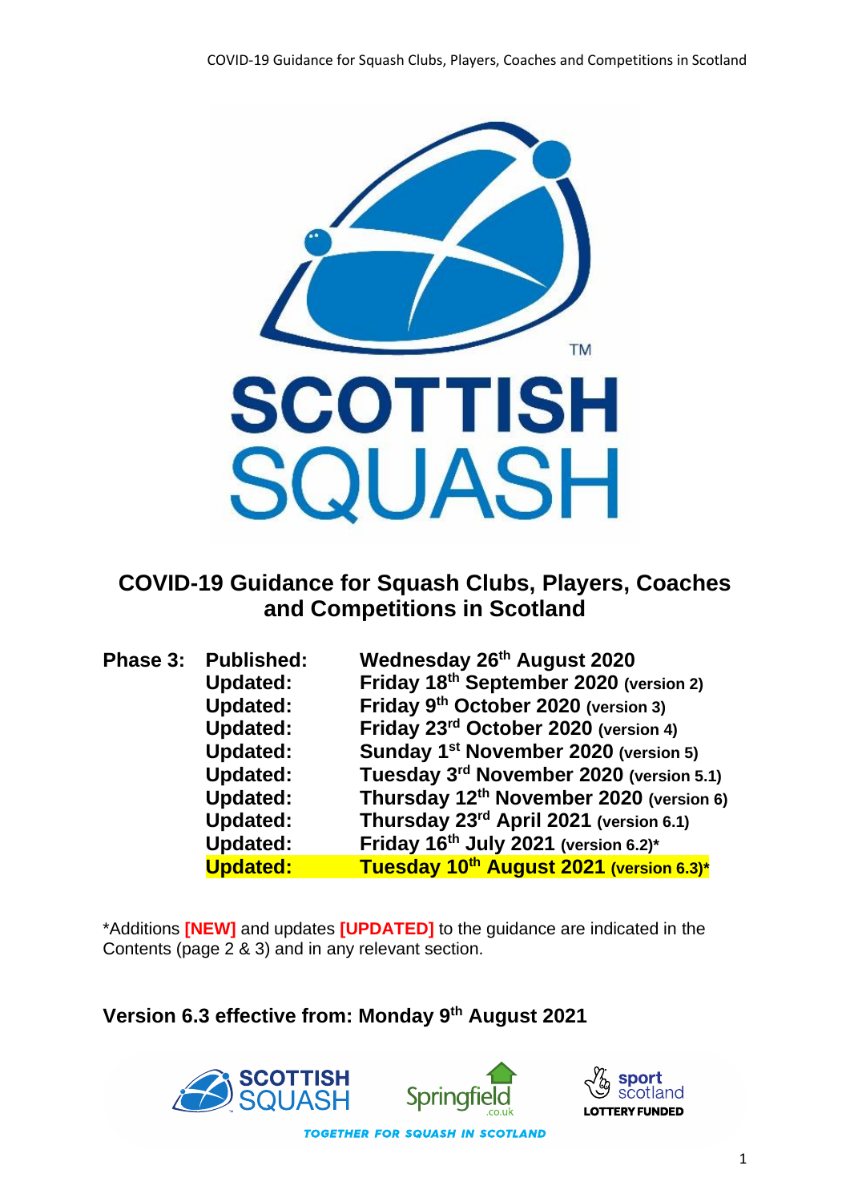# COVID-19 Guidance for Squash Clubs, Players, Coaches and Competitions in Scotland

| | | |
|---|---|---|
| **Phase 3:** | **Published:** | **Wednesday 26th August 2020** |
| | **Updated:** | **Friday 18th September 2020** (version 2) |
| | **Updated:** | **Friday 9th October 2020** (version 3) |
| | **Updated:** | **Friday 23rd October 2020** (version 4) |
| | **Updated:** | **Sunday 1st November 2020** (version 5) |
| | **Updated:** | **Tuesday 3rd November 2020** (version 5.1) |
| | **Updated:** | **Thursday 12th November 2020** (version 6) |
| | **Updated:** | **Thursday 23rd April 2021** (version 6.1) |
| | **Updated:** | **Friday 16th July 2021** (version 6.2)* |
| | **Updated:** | **Tuesday 10th August 2021** (version 6.3)* |

*Additions **[NEW]** and updates **[UPDATED]** to the guidance are indicated in the Contents (page 2 & 3) and in any relevant section.

**Version 6.3 effective from: Monday 9th August 2021**

TOGETHER FOR SQUASH IN SCOTLAND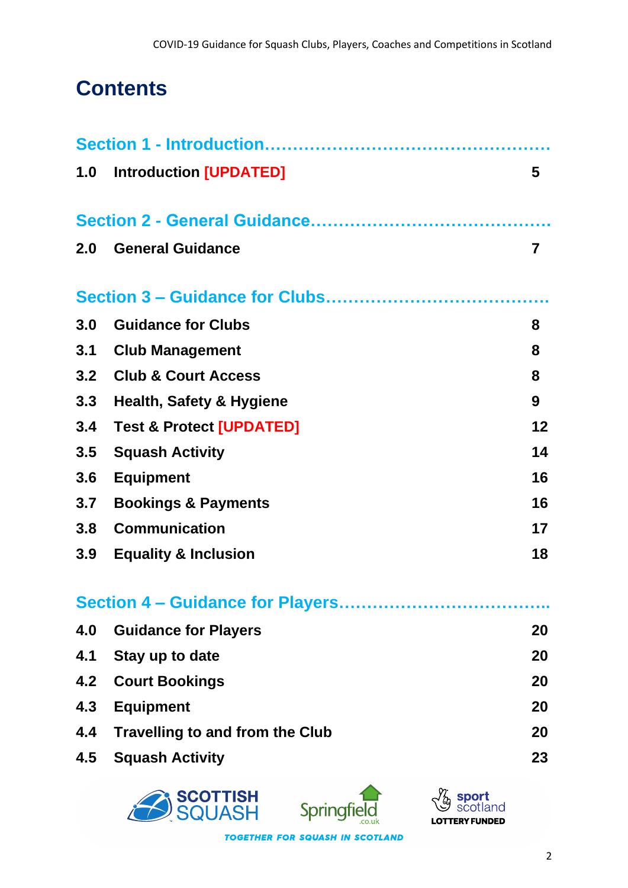# Contents

**Section 1 - Introduction……………………………………………**

| | | |
|---|---|---|
| **1.0** | **Introduction [UPDATED]** | **5** |

**Section 2 - General Guidance……………………………………**

| | | |
|---|---|---|
| **2.0** | **General Guidance** | **7** |

**Section 3 – Guidance for Clubs…………………………………**

| | | |
|---|---|---|
| **3.0** | **Guidance for Clubs** | **8** |
| **3.1** | **Club Management** | **8** |
| **3.2** | **Club & Court Access** | **8** |
| **3.3** | **Health, Safety & Hygiene** | **9** |
| **3.4** | **Test & Protect [UPDATED]** | **12** |
| **3.5** | **Squash Activity** | **14** |
| **3.6** | **Equipment** | **16** |
| **3.7** | **Bookings & Payments** | **16** |
| **3.8** | **Communication** | **17** |
| **3.9** | **Equality & Inclusion** | **18** |

**Section 4 – Guidance for Players………………………………..**

| | | |
|---|---|---|
| **4.0** | **Guidance for Players** | **20** |
| **4.1** | **Stay up to date** | **20** |
| **4.2** | **Court Bookings** | **20** |
| **4.3** | **Equipment** | **20** |
| **4.4** | **Travelling to and from the Club** | **20** |
| **4.5** | **Squash Activity** | **23** |

TOGETHER FOR SQUASH IN SCOTLAND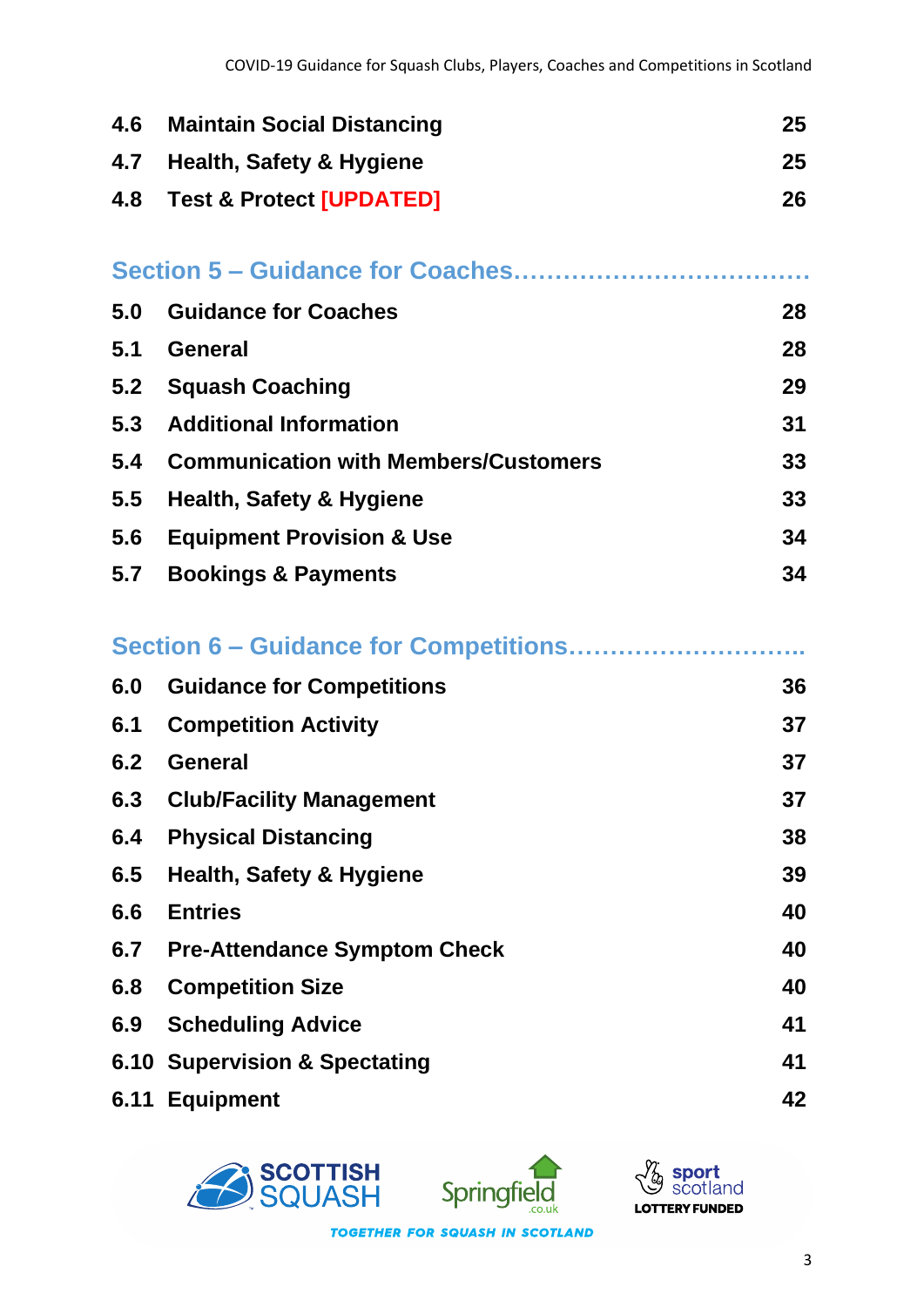| | | |
|---|---|---|
| 4.6 | **Maintain Social Distancing** | 25 |
| 4.7 | **Health, Safety & Hygiene** | 25 |
| 4.8 | **Test & Protect [UPDATED]** | 26 |

## Section 5 – Guidance for Coaches……………………………….

| | | |
|---|---|---|
| 5.0 | **Guidance for Coaches** | 28 |
| 5.1 | **General** | 28 |
| 5.2 | **Squash Coaching** | 29 |
| 5.3 | **Additional Information** | 31 |
| 5.4 | **Communication with Members/Customers** | 33 |
| 5.5 | **Health, Safety & Hygiene** | 33 |
| 5.6 | **Equipment Provision & Use** | 34 |
| 5.7 | **Bookings & Payments** | 34 |

## Section 6 – Guidance for Competitions………………………..

| | | |
|---|---|---|
| 6.0 | **Guidance for Competitions** | 36 |
| 6.1 | **Competition Activity** | 37 |
| 6.2 | **General** | 37 |
| 6.3 | **Club/Facility Management** | 37 |
| 6.4 | **Physical Distancing** | 38 |
| 6.5 | **Health, Safety & Hygiene** | 39 |
| 6.6 | **Entries** | 40 |
| 6.7 | **Pre-Attendance Symptom Check** | 40 |
| 6.8 | **Competition Size** | 40 |
| 6.9 | **Scheduling Advice** | 41 |
| 6.10 | **Supervision & Spectating** | 41 |
| 6.11 | **Equipment** | 42 |

TOGETHER FOR SQUASH IN SCOTLAND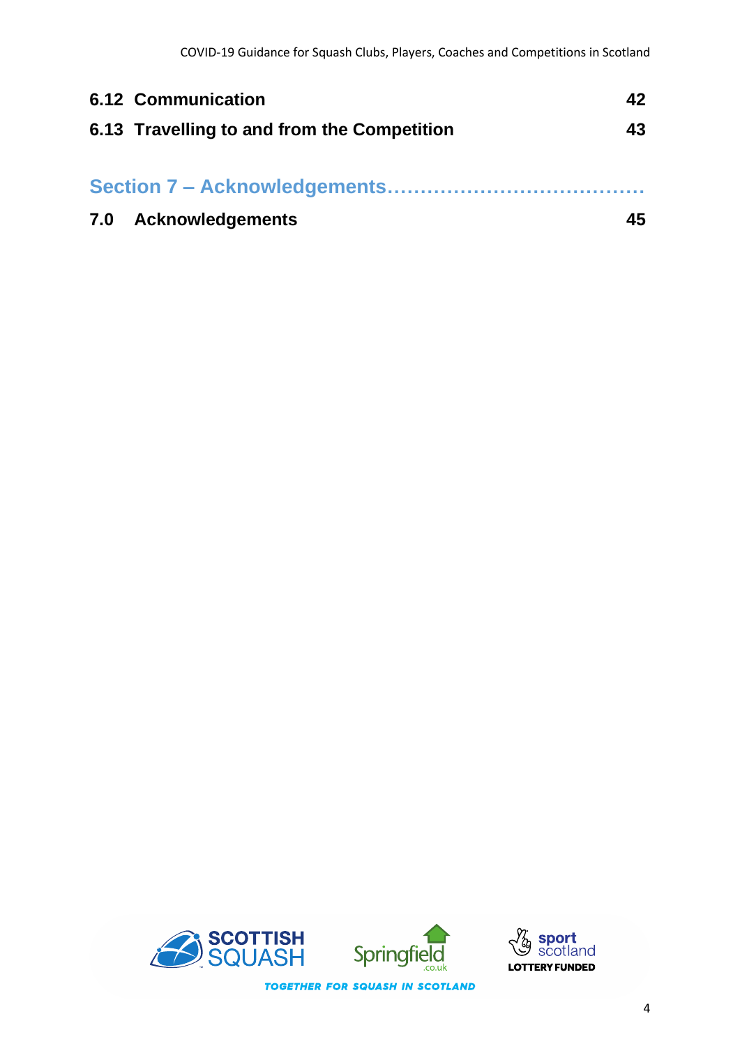**6.12 Communication** **42**

**6.13 Travelling to and from the Competition** **43**

## Section 7 – Acknowledgements……………………………….

**7.0 Acknowledgements** **45**

TOGETHER FOR SQUASH IN SCOTLAND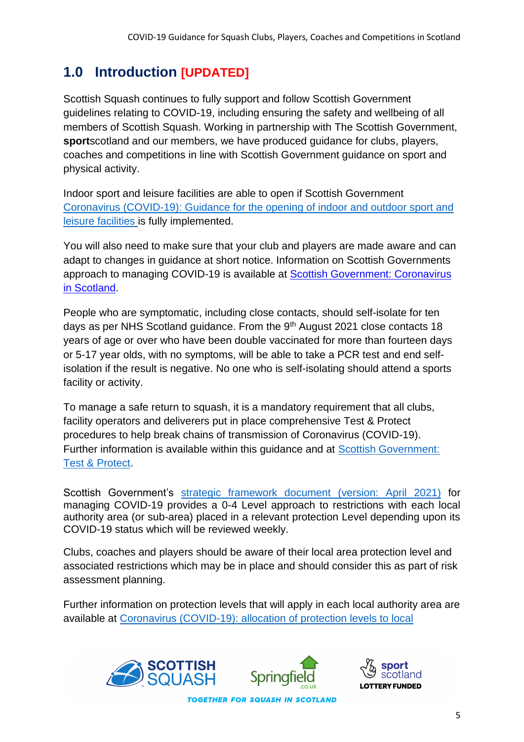## 1.0 Introduction [UPDATED]

Scottish Squash continues to fully support and follow Scottish Government guidelines relating to COVID-19, including ensuring the safety and wellbeing of all members of Scottish Squash. Working in partnership with The Scottish Government, **sport**scotland and our members, we have produced guidance for clubs, players, coaches and competitions in line with Scottish Government guidance on sport and physical activity.

Indoor sport and leisure facilities are able to open if Scottish Government Coronavirus (COVID-19): Guidance for the opening of indoor and outdoor sport and leisure facilities is fully implemented.

You will also need to make sure that your club and players are made aware and can adapt to changes in guidance at short notice. Information on Scottish Governments approach to managing COVID-19 is available at Scottish Government: Coronavirus in Scotland.

People who are symptomatic, including close contacts, should self-isolate for ten days as per NHS Scotland guidance. From the 9th August 2021 close contacts 18 years of age or over who have been double vaccinated for more than fourteen days or 5-17 year olds, with no symptoms, will be able to take a PCR test and end self-isolation if the result is negative. No one who is self-isolating should attend a sports facility or activity.

To manage a safe return to squash, it is a mandatory requirement that all clubs, facility operators and deliverers put in place comprehensive Test & Protect procedures to help break chains of transmission of Coronavirus (COVID-19). Further information is available within this guidance and at Scottish Government: Test & Protect.

Scottish Government's strategic framework document (version: April 2021) for managing COVID-19 provides a 0-4 Level approach to restrictions with each local authority area (or sub-area) placed in a relevant protection Level depending upon its COVID-19 status which will be reviewed weekly.

Clubs, coaches and players should be aware of their local area protection level and associated restrictions which may be in place and should consider this as part of risk assessment planning.

Further information on protection levels that will apply in each local authority area are available at Coronavirus (COVID-19): allocation of protection levels to local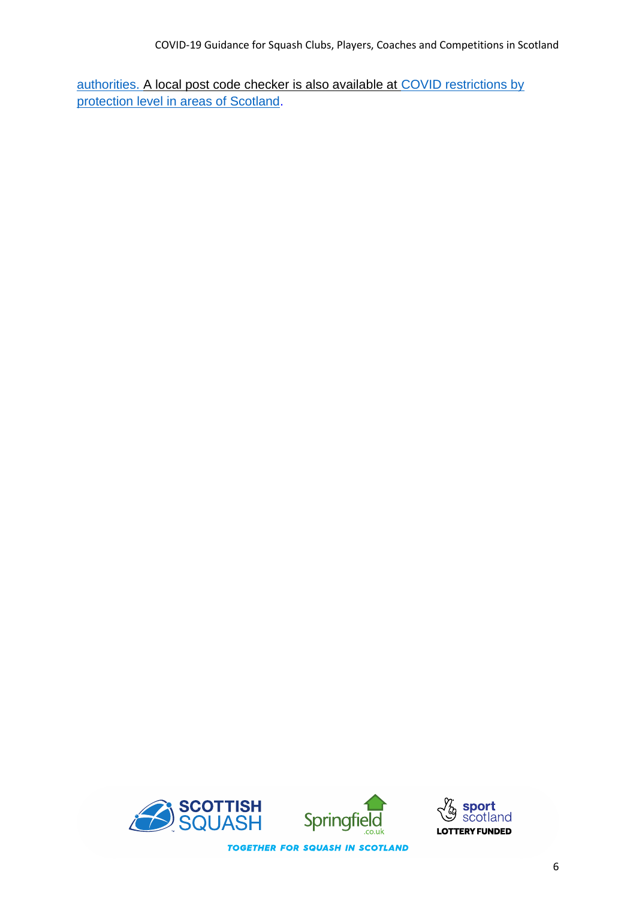authorities. A local post code checker is also available at COVID restrictions by protection level in areas of Scotland.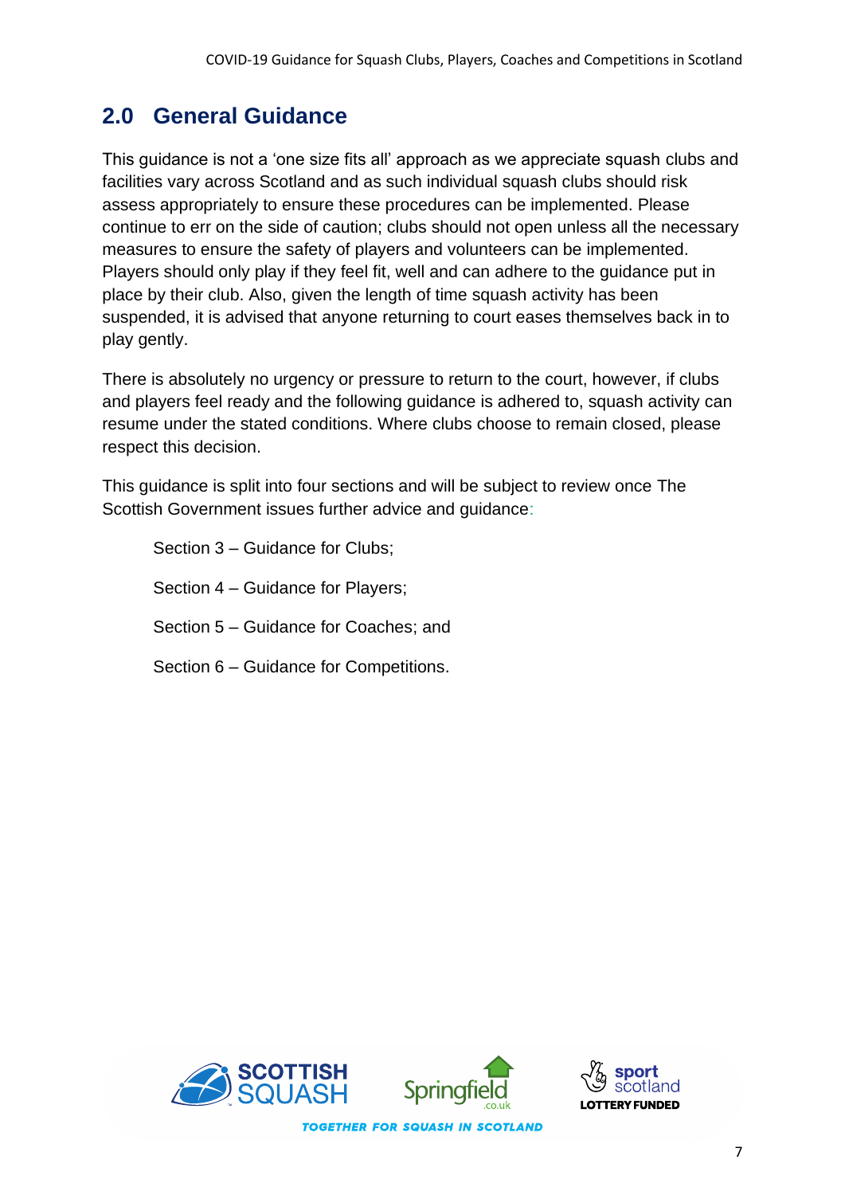## 2.0 General Guidance

This guidance is not a 'one size fits all' approach as we appreciate squash clubs and facilities vary across Scotland and as such individual squash clubs should risk assess appropriately to ensure these procedures can be implemented. Please continue to err on the side of caution; clubs should not open unless all the necessary measures to ensure the safety of players and volunteers can be implemented. Players should only play if they feel fit, well and can adhere to the guidance put in place by their club. Also, given the length of time squash activity has been suspended, it is advised that anyone returning to court eases themselves back in to play gently.

There is absolutely no urgency or pressure to return to the court, however, if clubs and players feel ready and the following guidance is adhered to, squash activity can resume under the stated conditions. Where clubs choose to remain closed, please respect this decision.

This guidance is split into four sections and will be subject to review once The Scottish Government issues further advice and guidance:

Section 3 – Guidance for Clubs;

Section 4 – Guidance for Players;

Section 5 – Guidance for Coaches; and

Section 6 – Guidance for Competitions.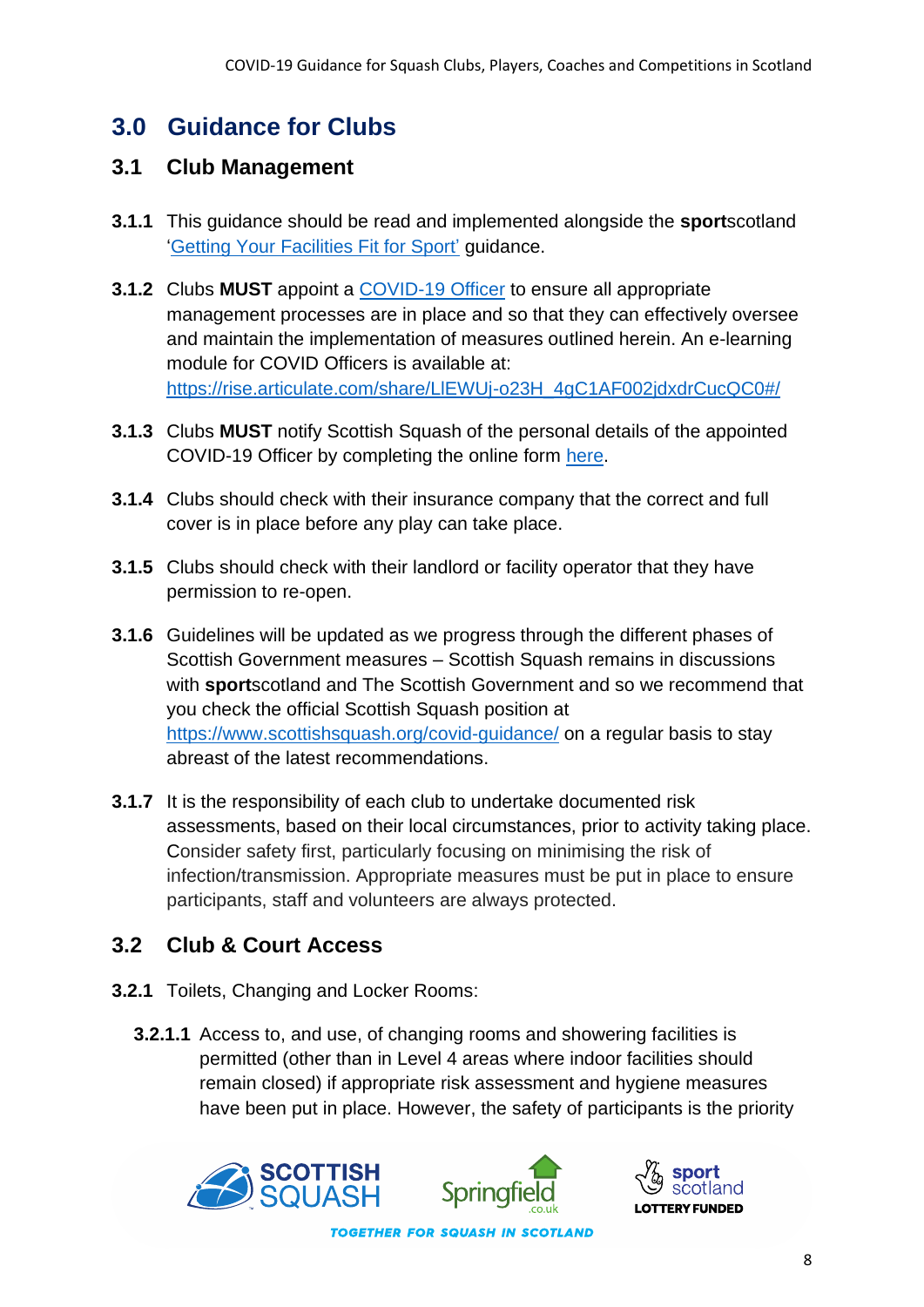# 3.0 Guidance for Clubs

## 3.1 Club Management

**3.1.1** This guidance should be read and implemented alongside the **sport**scotland 'Getting Your Facilities Fit for Sport' guidance.

**3.1.2** Clubs **MUST** appoint a COVID-19 Officer to ensure all appropriate management processes are in place and so that they can effectively oversee and maintain the implementation of measures outlined herein. An e-learning module for COVID Officers is available at: https://rise.articulate.com/share/LlEWUj-o23H_4gC1AF002jdxdrCucQC0#/

**3.1.3** Clubs **MUST** notify Scottish Squash of the personal details of the appointed COVID-19 Officer by completing the online form here.

**3.1.4** Clubs should check with their insurance company that the correct and full cover is in place before any play can take place.

**3.1.5** Clubs should check with their landlord or facility operator that they have permission to re-open.

**3.1.6** Guidelines will be updated as we progress through the different phases of Scottish Government measures – Scottish Squash remains in discussions with **sport**scotland and The Scottish Government and so we recommend that you check the official Scottish Squash position at https://www.scottishsquash.org/covid-guidance/ on a regular basis to stay abreast of the latest recommendations.

**3.1.7** It is the responsibility of each club to undertake documented risk assessments, based on their local circumstances, prior to activity taking place. Consider safety first, particularly focusing on minimising the risk of infection/transmission. Appropriate measures must be put in place to ensure participants, staff and volunteers are always protected.

## 3.2 Club & Court Access

**3.2.1** Toilets, Changing and Locker Rooms:

**3.2.1.1** Access to, and use, of changing rooms and showering facilities is permitted (other than in Level 4 areas where indoor facilities should remain closed) if appropriate risk assessment and hygiene measures have been put in place. However, the safety of participants is the priority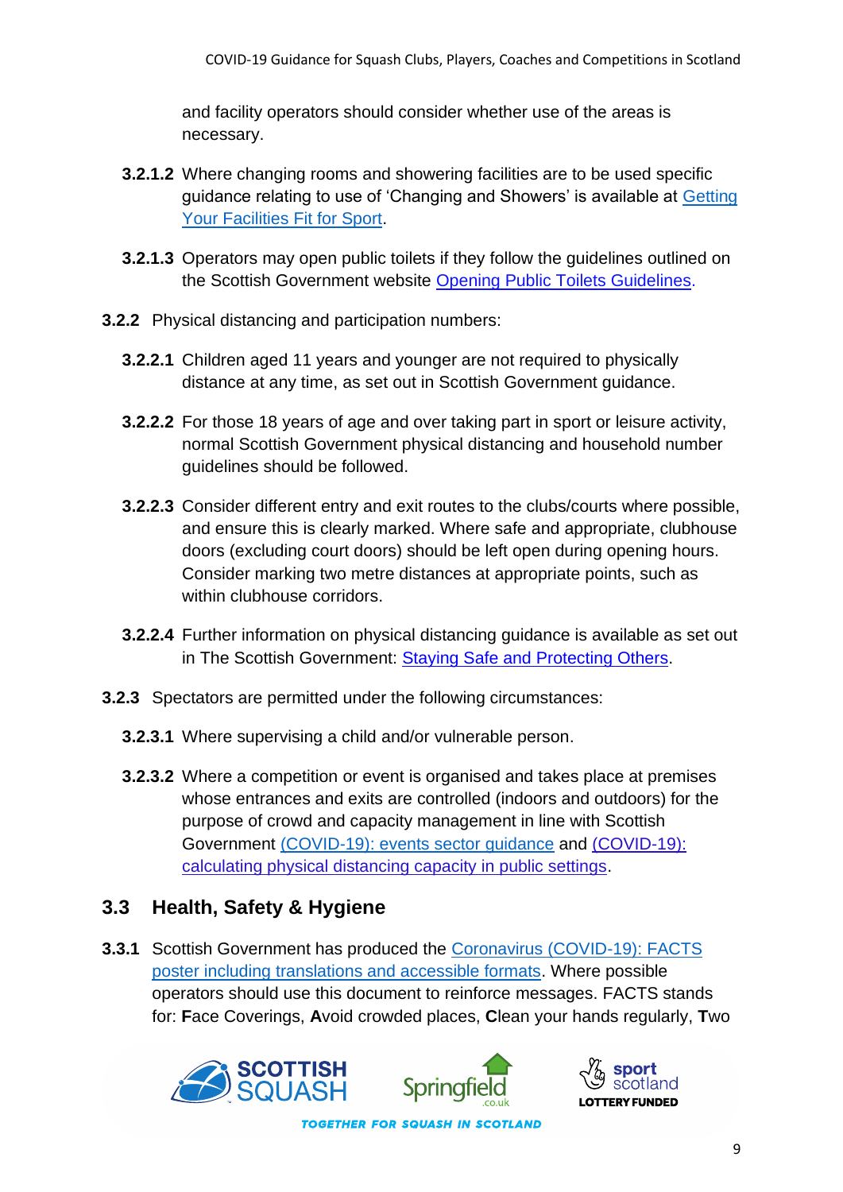and facility operators should consider whether use of the areas is necessary.

**3.2.1.2** Where changing rooms and showering facilities are to be used specific guidance relating to use of 'Changing and Showers' is available at Getting Your Facilities Fit for Sport.

**3.2.1.3** Operators may open public toilets if they follow the guidelines outlined on the Scottish Government website Opening Public Toilets Guidelines.

**3.2.2** Physical distancing and participation numbers:

**3.2.2.1** Children aged 11 years and younger are not required to physically distance at any time, as set out in Scottish Government guidance.

**3.2.2.2** For those 18 years of age and over taking part in sport or leisure activity, normal Scottish Government physical distancing and household number guidelines should be followed.

**3.2.2.3** Consider different entry and exit routes to the clubs/courts where possible, and ensure this is clearly marked. Where safe and appropriate, clubhouse doors (excluding court doors) should be left open during opening hours. Consider marking two metre distances at appropriate points, such as within clubhouse corridors.

**3.2.2.4** Further information on physical distancing guidance is available as set out in The Scottish Government: Staying Safe and Protecting Others.

**3.2.3** Spectators are permitted under the following circumstances:

**3.2.3.1** Where supervising a child and/or vulnerable person.

**3.2.3.2** Where a competition or event is organised and takes place at premises whose entrances and exits are controlled (indoors and outdoors) for the purpose of crowd and capacity management in line with Scottish Government (COVID-19): events sector guidance and (COVID-19): calculating physical distancing capacity in public settings.

## 3.3 Health, Safety & Hygiene

**3.3.1** Scottish Government has produced the Coronavirus (COVID-19): FACTS poster including translations and accessible formats. Where possible operators should use this document to reinforce messages. FACTS stands for: **F**ace Coverings, **A**void crowded places, **C**lean your hands regularly, **T**wo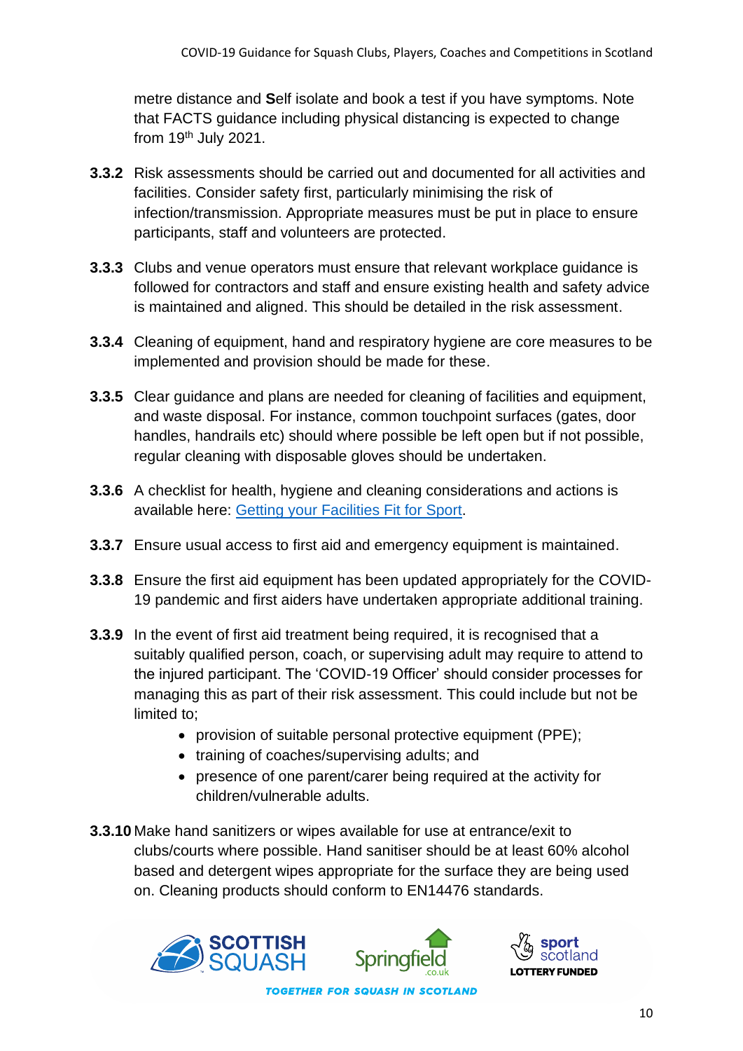metre distance and **S**elf isolate and book a test if you have symptoms. Note that FACTS guidance including physical distancing is expected to change from 19th July 2021.

**3.3.2** Risk assessments should be carried out and documented for all activities and facilities. Consider safety first, particularly minimising the risk of infection/transmission. Appropriate measures must be put in place to ensure participants, staff and volunteers are protected.

**3.3.3** Clubs and venue operators must ensure that relevant workplace guidance is followed for contractors and staff and ensure existing health and safety advice is maintained and aligned. This should be detailed in the risk assessment.

**3.3.4** Cleaning of equipment, hand and respiratory hygiene are core measures to be implemented and provision should be made for these.

**3.3.5** Clear guidance and plans are needed for cleaning of facilities and equipment, and waste disposal. For instance, common touchpoint surfaces (gates, door handles, handrails etc) should where possible be left open but if not possible, regular cleaning with disposable gloves should be undertaken.

**3.3.6** A checklist for health, hygiene and cleaning considerations and actions is available here: [Getting your Facilities Fit for Sport](#).

**3.3.7** Ensure usual access to first aid and emergency equipment is maintained.

**3.3.8** Ensure the first aid equipment has been updated appropriately for the COVID-19 pandemic and first aiders have undertaken appropriate additional training.

**3.3.9** In the event of first aid treatment being required, it is recognised that a suitably qualified person, coach, or supervising adult may require to attend to the injured participant. The 'COVID-19 Officer' should consider processes for managing this as part of their risk assessment. This could include but not be limited to;

- provision of suitable personal protective equipment (PPE);
- training of coaches/supervising adults; and
- presence of one parent/carer being required at the activity for children/vulnerable adults.

**3.3.10** Make hand sanitizers or wipes available for use at entrance/exit to clubs/courts where possible. Hand sanitiser should be at least 60% alcohol based and detergent wipes appropriate for the surface they are being used on. Cleaning products should conform to EN14476 standards.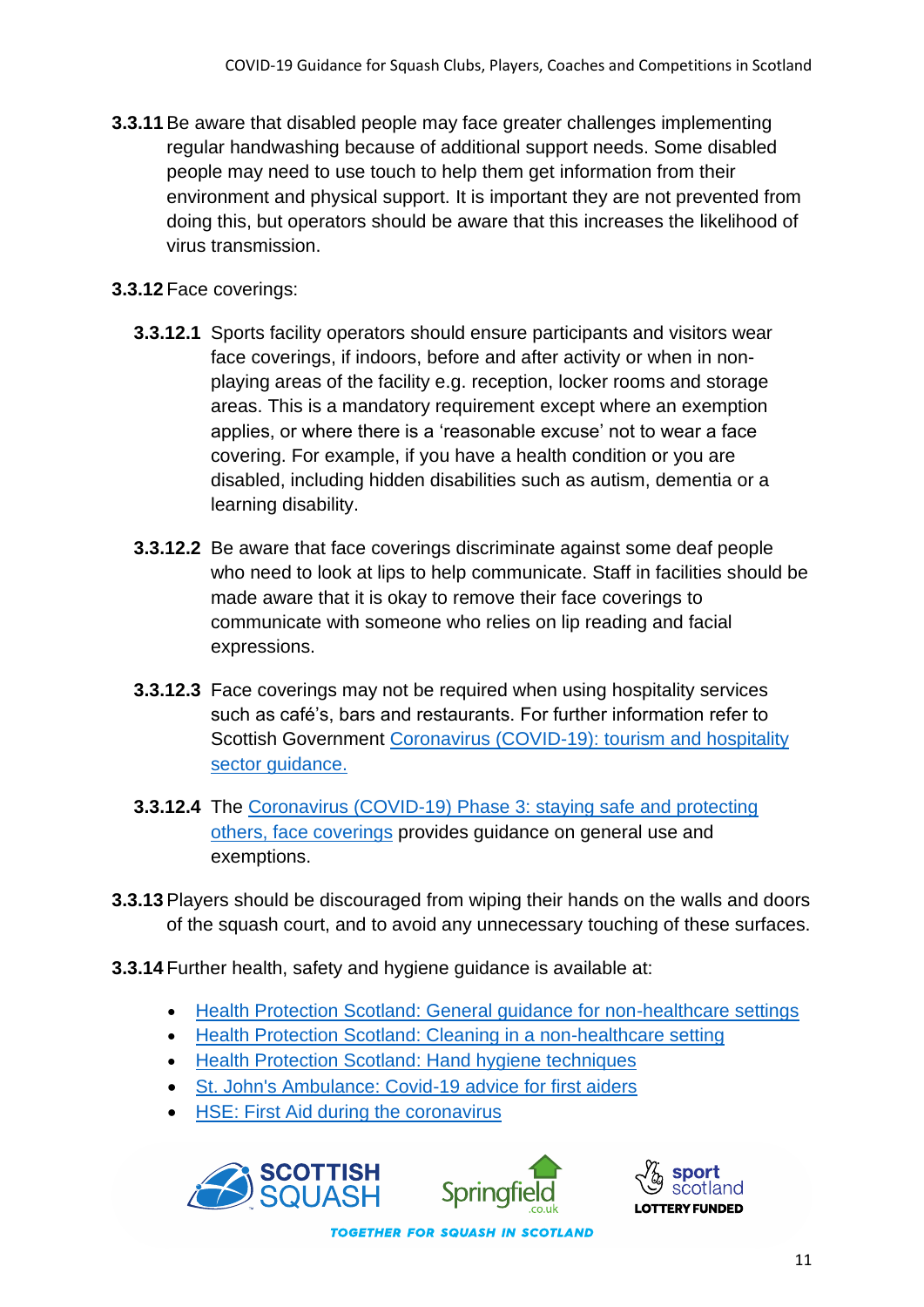**3.3.11** Be aware that disabled people may face greater challenges implementing regular handwashing because of additional support needs. Some disabled people may need to use touch to help them get information from their environment and physical support. It is important they are not prevented from doing this, but operators should be aware that this increases the likelihood of virus transmission.

**3.3.12** Face coverings:

**3.3.12.1** Sports facility operators should ensure participants and visitors wear face coverings, if indoors, before and after activity or when in non-playing areas of the facility e.g. reception, locker rooms and storage areas. This is a mandatory requirement except where an exemption applies, or where there is a 'reasonable excuse' not to wear a face covering. For example, if you have a health condition or you are disabled, including hidden disabilities such as autism, dementia or a learning disability.

**3.3.12.2** Be aware that face coverings discriminate against some deaf people who need to look at lips to help communicate. Staff in facilities should be made aware that it is okay to remove their face coverings to communicate with someone who relies on lip reading and facial expressions.

**3.3.12.3** Face coverings may not be required when using hospitality services such as café's, bars and restaurants. For further information refer to Scottish Government Coronavirus (COVID-19): tourism and hospitality sector guidance.

**3.3.12.4** The Coronavirus (COVID-19) Phase 3: staying safe and protecting others, face coverings provides guidance on general use and exemptions.

**3.3.13** Players should be discouraged from wiping their hands on the walls and doors of the squash court, and to avoid any unnecessary touching of these surfaces.

**3.3.14** Further health, safety and hygiene guidance is available at:

- Health Protection Scotland: General guidance for non-healthcare settings
- Health Protection Scotland: Cleaning in a non-healthcare setting
- Health Protection Scotland: Hand hygiene techniques
- St. John's Ambulance: Covid-19 advice for first aiders
- HSE: First Aid during the coronavirus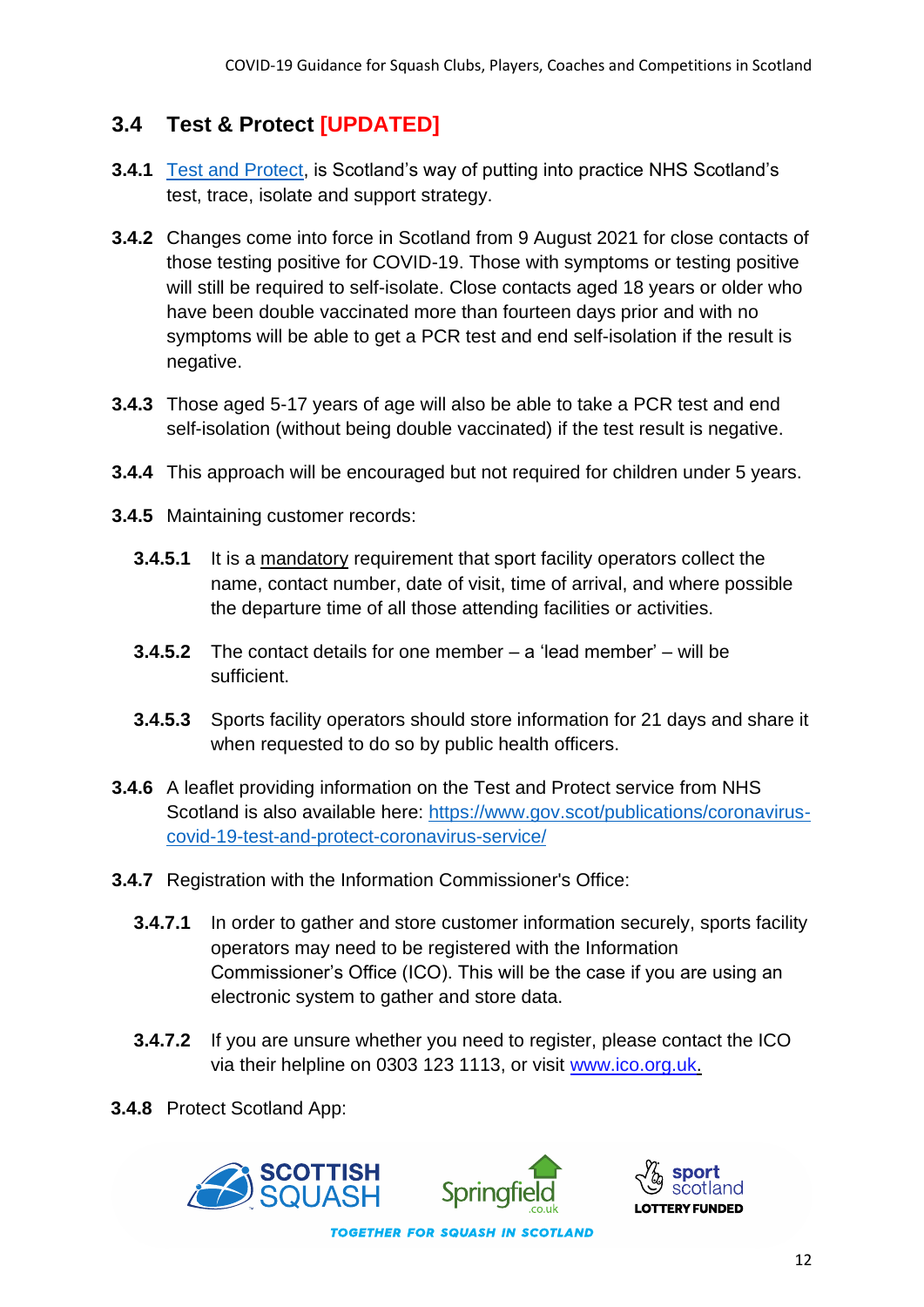## 3.4 Test & Protect [UPDATED]

**3.4.1** [Test and Protect](), is Scotland's way of putting into practice NHS Scotland's test, trace, isolate and support strategy.

**3.4.2** Changes come into force in Scotland from 9 August 2021 for close contacts of those testing positive for COVID-19. Those with symptoms or testing positive will still be required to self-isolate. Close contacts aged 18 years or older who have been double vaccinated more than fourteen days prior and with no symptoms will be able to get a PCR test and end self-isolation if the result is negative.

**3.4.3** Those aged 5-17 years of age will also be able to take a PCR test and end self-isolation (without being double vaccinated) if the test result is negative.

**3.4.4** This approach will be encouraged but not required for children under 5 years.

**3.4.5** Maintaining customer records:

- **3.4.5.1** It is a mandatory requirement that sport facility operators collect the name, contact number, date of visit, time of arrival, and where possible the departure time of all those attending facilities or activities.

- **3.4.5.2** The contact details for one member – a 'lead member' – will be sufficient.

- **3.4.5.3** Sports facility operators should store information for 21 days and share it when requested to do so by public health officers.

**3.4.6** A leaflet providing information on the Test and Protect service from NHS Scotland is also available here: https://www.gov.scot/publications/coronavirus-covid-19-test-and-protect-coronavirus-service/

**3.4.7** Registration with the Information Commissioner's Office:

- **3.4.7.1** In order to gather and store customer information securely, sports facility operators may need to be registered with the Information Commissioner's Office (ICO). This will be the case if you are using an electronic system to gather and store data.

- **3.4.7.2** If you are unsure whether you need to register, please contact the ICO via their helpline on 0303 123 1113, or visit www.ico.org.uk.

**3.4.8** Protect Scotland App: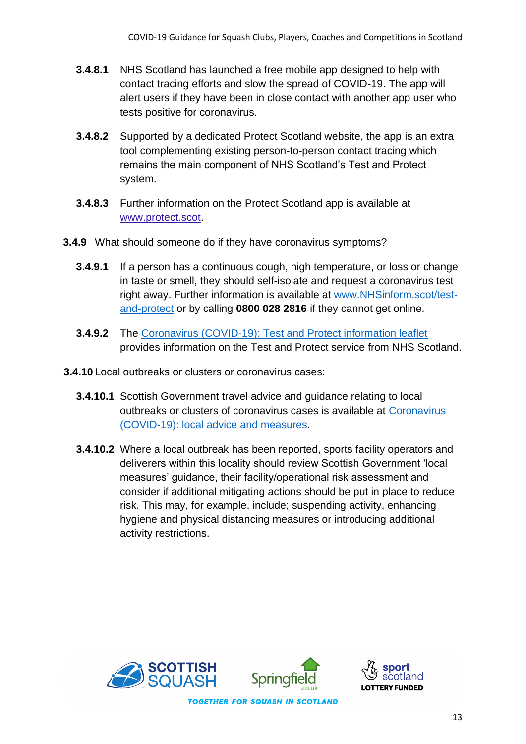**3.4.8.1** NHS Scotland has launched a free mobile app designed to help with contact tracing efforts and slow the spread of COVID-19. The app will alert users if they have been in close contact with another app user who tests positive for coronavirus.

**3.4.8.2** Supported by a dedicated Protect Scotland website, the app is an extra tool complementing existing person-to-person contact tracing which remains the main component of NHS Scotland's Test and Protect system.

**3.4.8.3** Further information on the Protect Scotland app is available at [www.protect.scot](www.protect.scot).

**3.4.9** What should someone do if they have coronavirus symptoms?

**3.4.9.1** If a person has a continuous cough, high temperature, or loss or change in taste or smell, they should self-isolate and request a coronavirus test right away. Further information is available at [www.NHSinform.scot/test-and-protect](www.NHSinform.scot/test-and-protect) or by calling **0800 028 2816** if they cannot get online.

**3.4.9.2** The Coronavirus (COVID-19): Test and Protect information leaflet provides information on the Test and Protect service from NHS Scotland.

**3.4.10** Local outbreaks or clusters or coronavirus cases:

**3.4.10.1** Scottish Government travel advice and guidance relating to local outbreaks or clusters of coronavirus cases is available at Coronavirus (COVID-19): local advice and measures.

**3.4.10.2** Where a local outbreak has been reported, sports facility operators and deliverers within this locality should review Scottish Government 'local measures' guidance, their facility/operational risk assessment and consider if additional mitigating actions should be put in place to reduce risk. This may, for example, include; suspending activity, enhancing hygiene and physical distancing measures or introducing additional activity restrictions.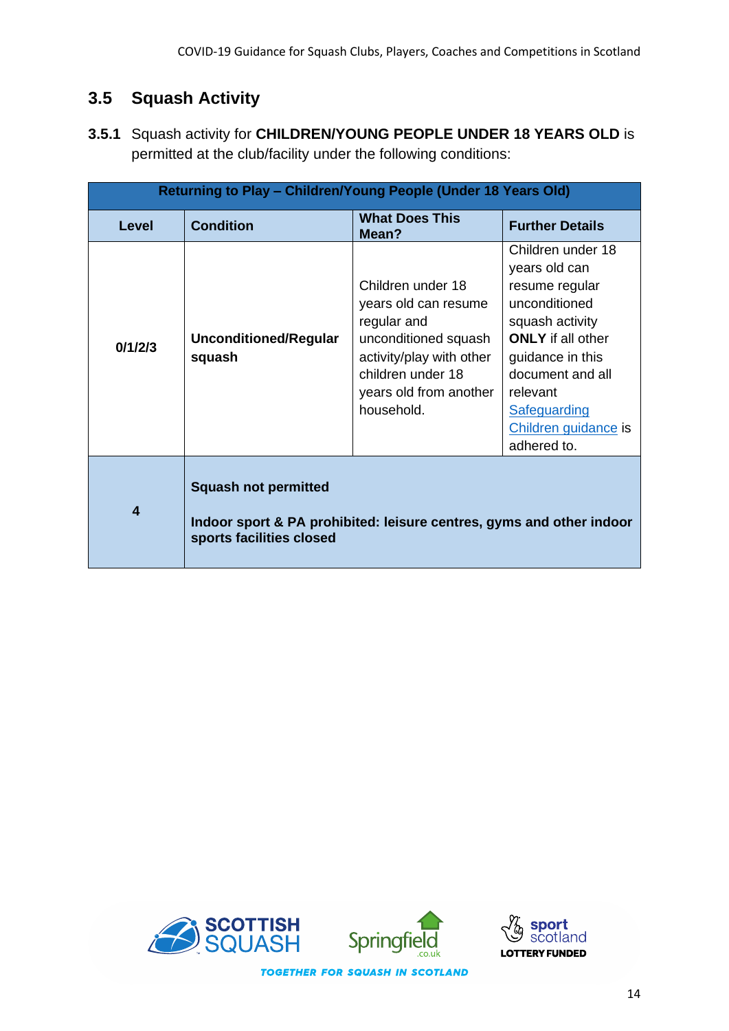## 3.5 Squash Activity

**3.5.1** Squash activity for **CHILDREN/YOUNG PEOPLE UNDER 18 YEARS OLD** is permitted at the club/facility under the following conditions:

| Returning to Play – Children/Young People (Under 18 Years Old) | | | |
|---|---|---|---|
| **Level** | **Condition** | **What Does This Mean?** | **Further Details** |
| **0/1/2/3** | **Unconditioned/Regular squash** | Children under 18 years old can resume regular and unconditioned squash activity/play with other children under 18 years old from another household. | Children under 18 years old can resume regular unconditioned squash activity **ONLY** if all other guidance in this document and all relevant Safeguarding Children guidance is adhered to. |
| **4** | **Squash not permitted**<br><br>**Indoor sport & PA prohibited: leisure centres, gyms and other indoor sports facilities closed** | | |

TOGETHER FOR SQUASH IN SCOTLAND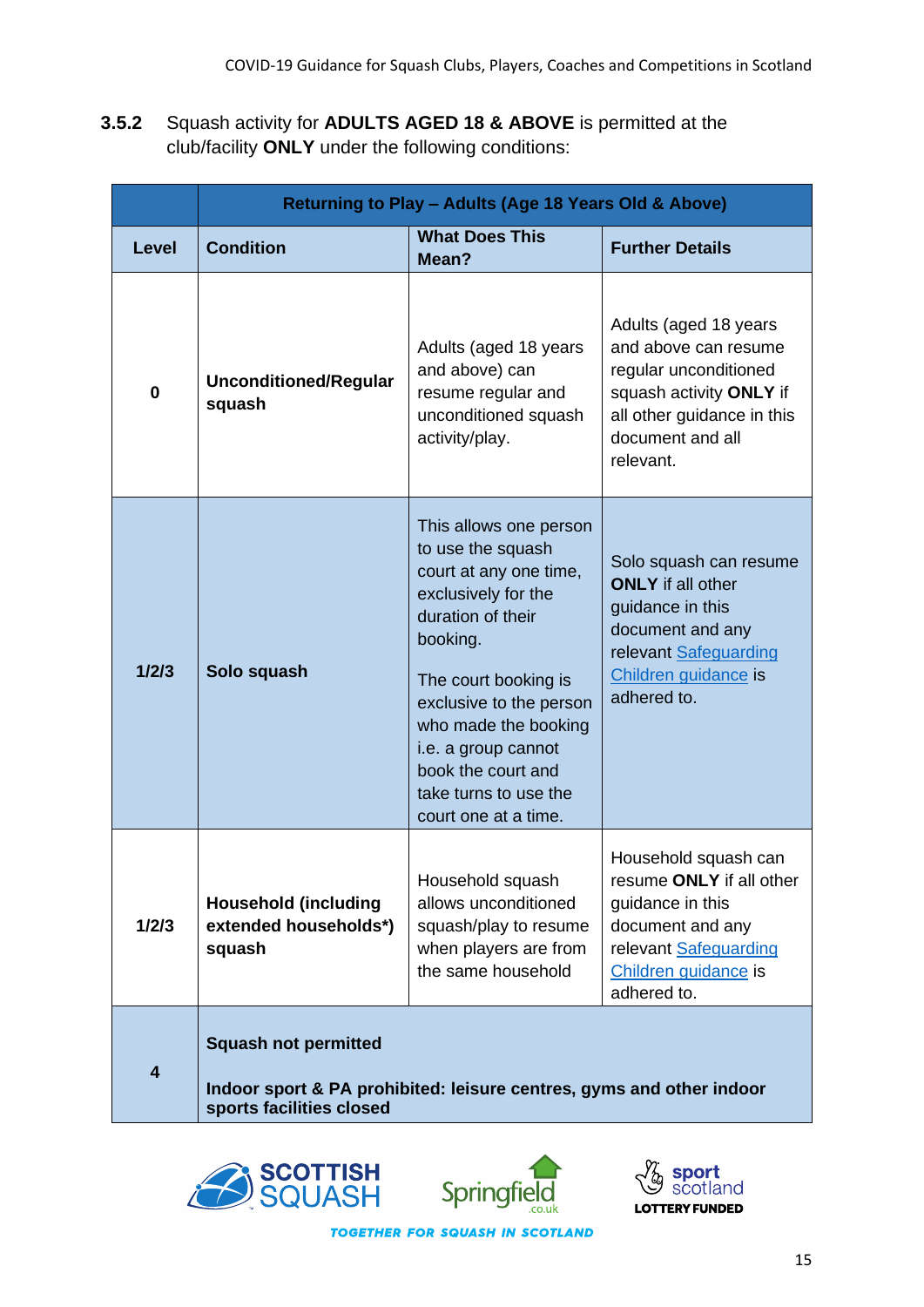**3.5.2** Squash activity for **ADULTS AGED 18 & ABOVE** is permitted at the club/facility **ONLY** under the following conditions:

| | Returning to Play – Adults (Age 18 Years Old & Above) | | |
|---|---|---|---|
| **Level** | **Condition** | **What Does This Mean?** | **Further Details** |
| **0** | **Unconditioned/Regular squash** | Adults (aged 18 years and above) can resume regular and unconditioned squash activity/play. | Adults (aged 18 years and above can resume regular unconditioned squash activity **ONLY** if all other guidance in this document and all relevant. |
| **1/2/3** | **Solo squash** | This allows one person to use the squash court at any one time, exclusively for the duration of their booking. The court booking is exclusive to the person who made the booking i.e. a group cannot book the court and take turns to use the court one at a time. | Solo squash can resume **ONLY** if all other guidance in this document and any relevant Safeguarding Children guidance is adhered to. |
| **1/2/3** | **Household (including extended households*) squash** | Household squash allows unconditioned squash/play to resume when players are from the same household | Household squash can resume **ONLY** if all other guidance in this document and any relevant Safeguarding Children guidance is adhered to. |
| **4** | **Squash not permitted** **Indoor sport & PA prohibited: leisure centres, gyms and other indoor sports facilities closed** | | |

SCOTTISH SQUASH · Springfield.co.uk · sport scotland LOTTERY FUNDED

TOGETHER FOR SQUASH IN SCOTLAND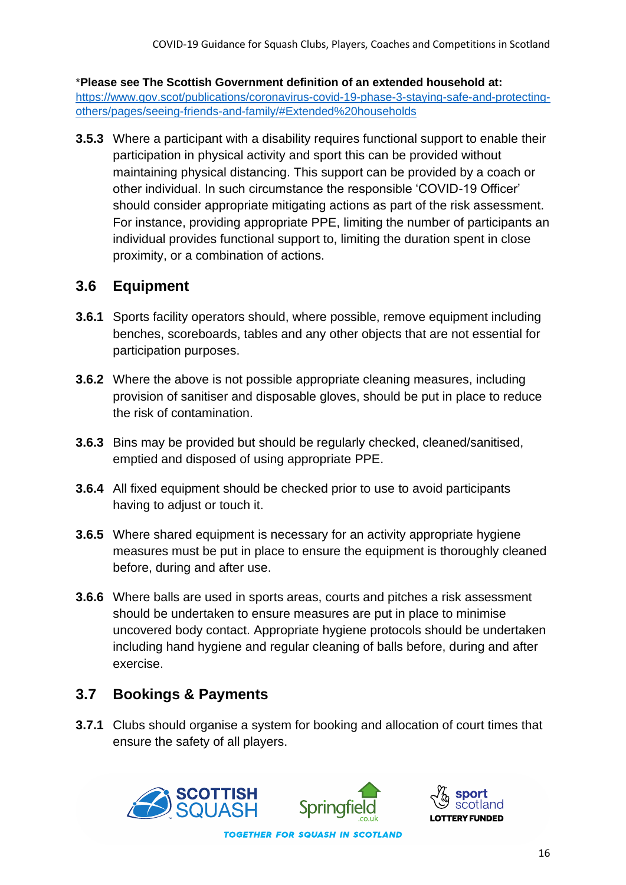***Please see The Scottish Government definition of an extended household at:**
https://www.gov.scot/publications/coronavirus-covid-19-phase-3-staying-safe-and-protecting-others/pages/seeing-friends-and-family/#Extended%20households

**3.5.3** Where a participant with a disability requires functional support to enable their participation in physical activity and sport this can be provided without maintaining physical distancing. This support can be provided by a coach or other individual. In such circumstance the responsible 'COVID-19 Officer' should consider appropriate mitigating actions as part of the risk assessment. For instance, providing appropriate PPE, limiting the number of participants an individual provides functional support to, limiting the duration spent in close proximity, or a combination of actions.

## 3.6 Equipment

**3.6.1** Sports facility operators should, where possible, remove equipment including benches, scoreboards, tables and any other objects that are not essential for participation purposes.

**3.6.2** Where the above is not possible appropriate cleaning measures, including provision of sanitiser and disposable gloves, should be put in place to reduce the risk of contamination.

**3.6.3** Bins may be provided but should be regularly checked, cleaned/sanitised, emptied and disposed of using appropriate PPE.

**3.6.4** All fixed equipment should be checked prior to use to avoid participants having to adjust or touch it.

**3.6.5** Where shared equipment is necessary for an activity appropriate hygiene measures must be put in place to ensure the equipment is thoroughly cleaned before, during and after use.

**3.6.6** Where balls are used in sports areas, courts and pitches a risk assessment should be undertaken to ensure measures are put in place to minimise uncovered body contact. Appropriate hygiene protocols should be undertaken including hand hygiene and regular cleaning of balls before, during and after exercise.

## 3.7 Bookings & Payments

**3.7.1** Clubs should organise a system for booking and allocation of court times that ensure the safety of all players.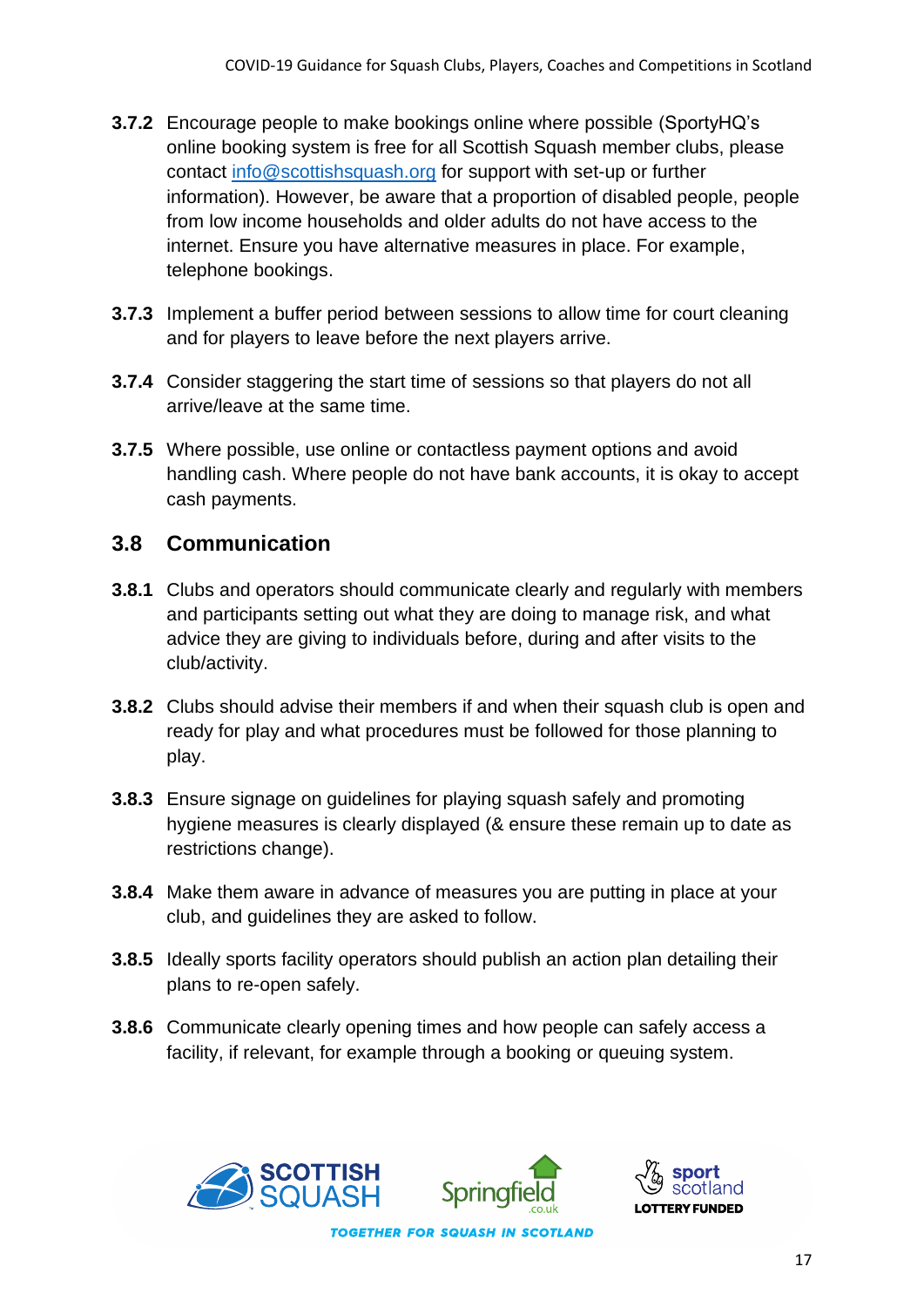**3.7.2** Encourage people to make bookings online where possible (SportyHQ's online booking system is free for all Scottish Squash member clubs, please contact [info@scottishsquash.org](mailto:info@scottishsquash.org) for support with set-up or further information). However, be aware that a proportion of disabled people, people from low income households and older adults do not have access to the internet. Ensure you have alternative measures in place. For example, telephone bookings.

**3.7.3** Implement a buffer period between sessions to allow time for court cleaning and for players to leave before the next players arrive.

**3.7.4** Consider staggering the start time of sessions so that players do not all arrive/leave at the same time.

**3.7.5** Where possible, use online or contactless payment options and avoid handling cash. Where people do not have bank accounts, it is okay to accept cash payments.

## 3.8 Communication

**3.8.1** Clubs and operators should communicate clearly and regularly with members and participants setting out what they are doing to manage risk, and what advice they are giving to individuals before, during and after visits to the club/activity.

**3.8.2** Clubs should advise their members if and when their squash club is open and ready for play and what procedures must be followed for those planning to play.

**3.8.3** Ensure signage on guidelines for playing squash safely and promoting hygiene measures is clearly displayed (& ensure these remain up to date as restrictions change).

**3.8.4** Make them aware in advance of measures you are putting in place at your club, and guidelines they are asked to follow.

**3.8.5** Ideally sports facility operators should publish an action plan detailing their plans to re-open safely.

**3.8.6** Communicate clearly opening times and how people can safely access a facility, if relevant, for example through a booking or queuing system.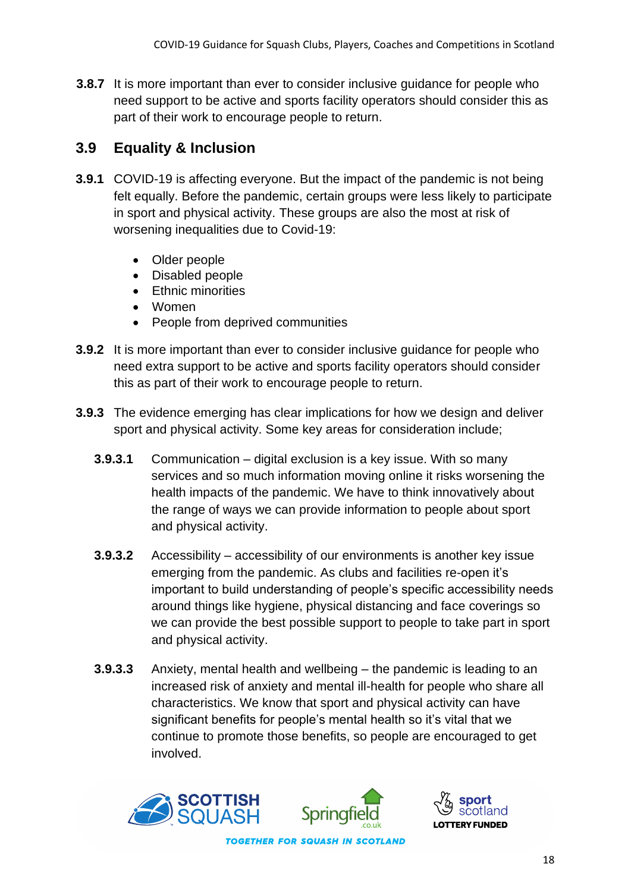**3.8.7** It is more important than ever to consider inclusive guidance for people who need support to be active and sports facility operators should consider this as part of their work to encourage people to return.

## 3.9 Equality & Inclusion

**3.9.1** COVID-19 is affecting everyone. But the impact of the pandemic is not being felt equally. Before the pandemic, certain groups were less likely to participate in sport and physical activity. These groups are also the most at risk of worsening inequalities due to Covid-19:

- Older people
- Disabled people
- Ethnic minorities
- Women
- People from deprived communities

**3.9.2** It is more important than ever to consider inclusive guidance for people who need extra support to be active and sports facility operators should consider this as part of their work to encourage people to return.

**3.9.3** The evidence emerging has clear implications for how we design and deliver sport and physical activity. Some key areas for consideration include;

**3.9.3.1** Communication – digital exclusion is a key issue. With so many services and so much information moving online it risks worsening the health impacts of the pandemic. We have to think innovatively about the range of ways we can provide information to people about sport and physical activity.

**3.9.3.2** Accessibility – accessibility of our environments is another key issue emerging from the pandemic. As clubs and facilities re-open it's important to build understanding of people's specific accessibility needs around things like hygiene, physical distancing and face coverings so we can provide the best possible support to people to take part in sport and physical activity.

**3.9.3.3** Anxiety, mental health and wellbeing – the pandemic is leading to an increased risk of anxiety and mental ill-health for people who share all characteristics. We know that sport and physical activity can have significant benefits for people's mental health so it's vital that we continue to promote those benefits, so people are encouraged to get involved.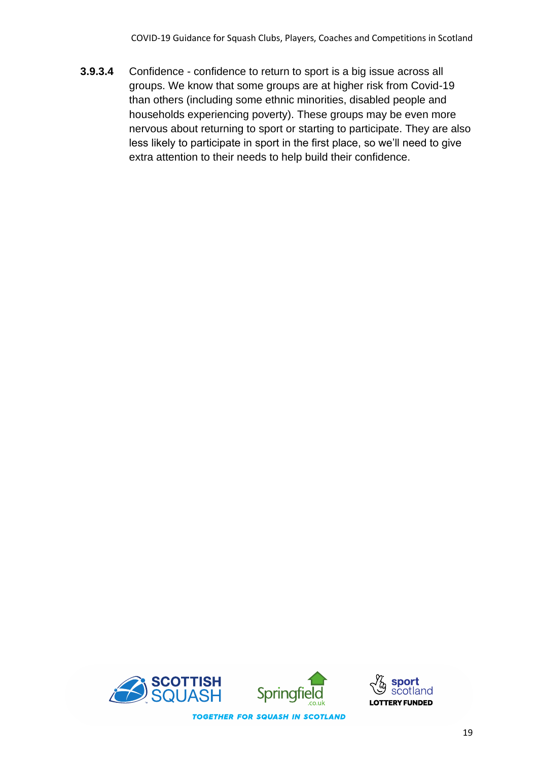**3.9.3.4** Confidence - confidence to return to sport is a big issue across all groups. We know that some groups are at higher risk from Covid-19 than others (including some ethnic minorities, disabled people and households experiencing poverty). These groups may be even more nervous about returning to sport or starting to participate. They are also less likely to participate in sport in the first place, so we'll need to give extra attention to their needs to help build their confidence.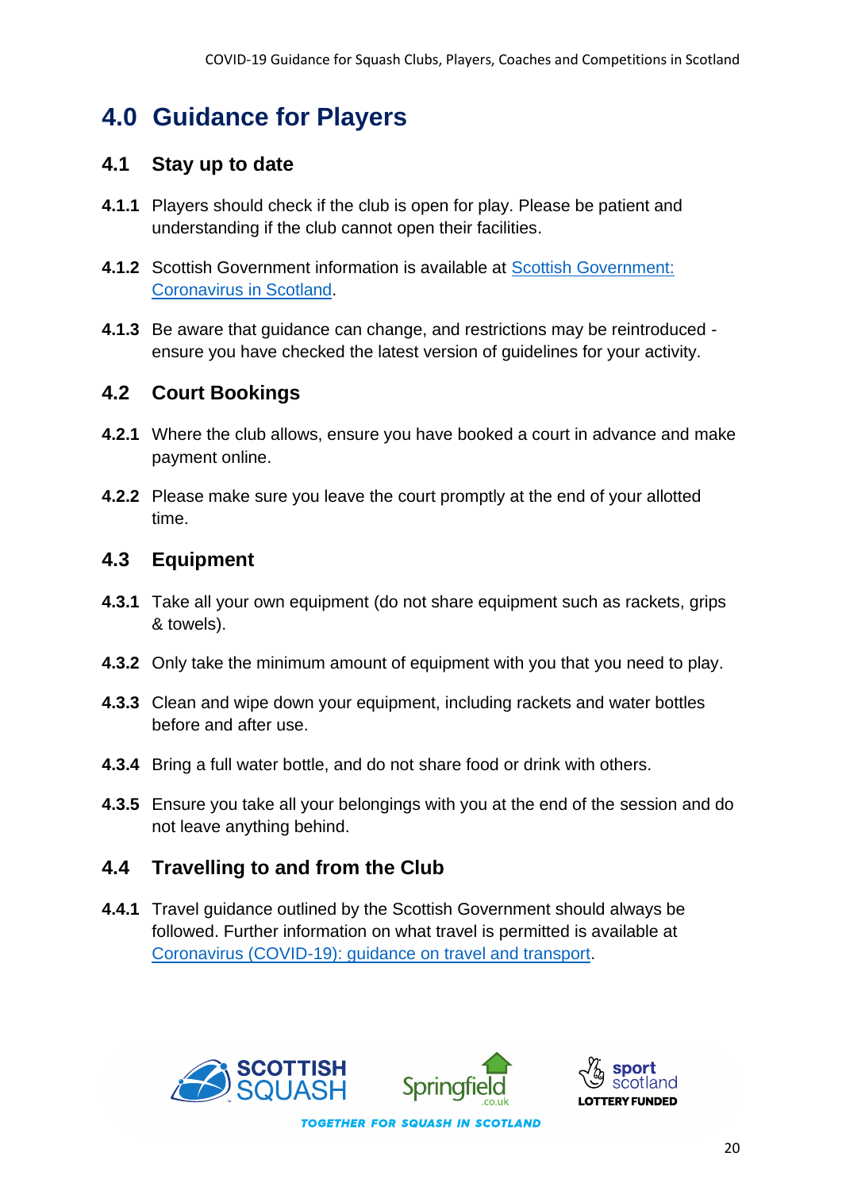# 4.0 Guidance for Players

## 4.1 Stay up to date

**4.1.1** Players should check if the club is open for play. Please be patient and understanding if the club cannot open their facilities.

**4.1.2** Scottish Government information is available at [Scottish Government: Coronavirus in Scotland].

**4.1.3** Be aware that guidance can change, and restrictions may be reintroduced - ensure you have checked the latest version of guidelines for your activity.

## 4.2 Court Bookings

**4.2.1** Where the club allows, ensure you have booked a court in advance and make payment online.

**4.2.2** Please make sure you leave the court promptly at the end of your allotted time.

## 4.3 Equipment

**4.3.1** Take all your own equipment (do not share equipment such as rackets, grips & towels).

**4.3.2** Only take the minimum amount of equipment with you that you need to play.

**4.3.3** Clean and wipe down your equipment, including rackets and water bottles before and after use.

**4.3.4** Bring a full water bottle, and do not share food or drink with others.

**4.3.5** Ensure you take all your belongings with you at the end of the session and do not leave anything behind.

## 4.4 Travelling to and from the Club

**4.4.1** Travel guidance outlined by the Scottish Government should always be followed. Further information on what travel is permitted is available at [Coronavirus (COVID-19): guidance on travel and transport].

SCOTTISH SQUASH | Springfield.co.uk | sport scotland LOTTERY FUNDED

TOGETHER FOR SQUASH IN SCOTLAND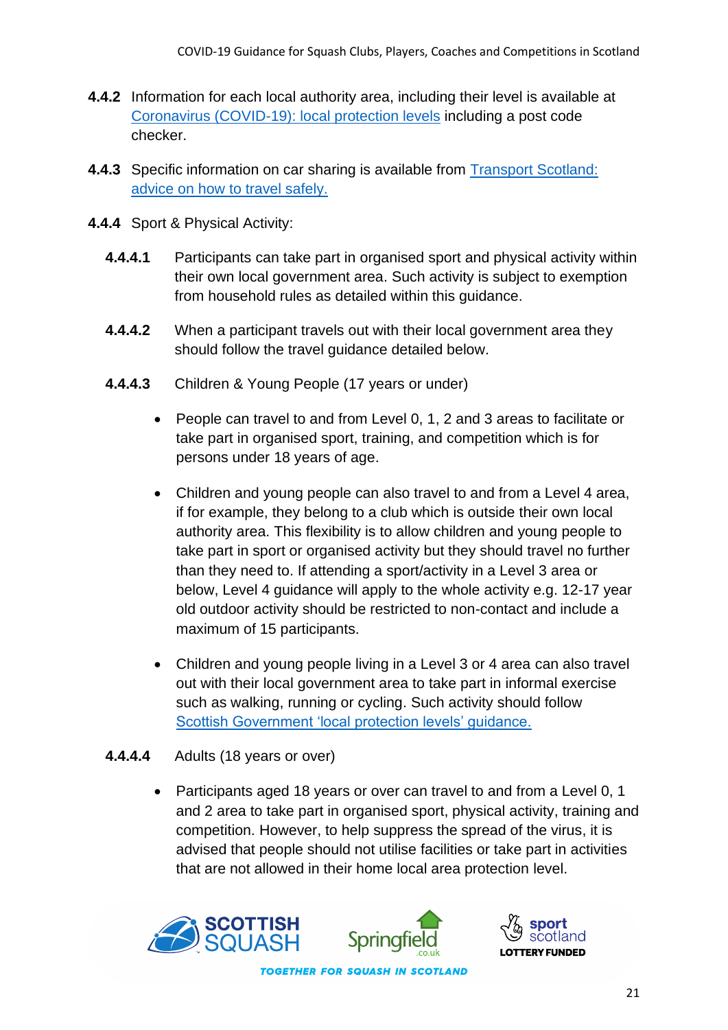**4.4.2** Information for each local authority area, including their level is available at [Coronavirus (COVID-19): local protection levels]() including a post code checker.

**4.4.3** Specific information on car sharing is available from [Transport Scotland: advice on how to travel safely.]()

**4.4.4** Sport & Physical Activity:

**4.4.4.1** Participants can take part in organised sport and physical activity within their own local government area. Such activity is subject to exemption from household rules as detailed within this guidance.

**4.4.4.2** When a participant travels out with their local government area they should follow the travel guidance detailed below.

**4.4.4.3** Children & Young People (17 years or under)

- People can travel to and from Level 0, 1, 2 and 3 areas to facilitate or take part in organised sport, training, and competition which is for persons under 18 years of age.

- Children and young people can also travel to and from a Level 4 area, if for example, they belong to a club which is outside their own local authority area. This flexibility is to allow children and young people to take part in sport or organised activity but they should travel no further than they need to. If attending a sport/activity in a Level 3 area or below, Level 4 guidance will apply to the whole activity e.g. 12-17 year old outdoor activity should be restricted to non-contact and include a maximum of 15 participants.

- Children and young people living in a Level 3 or 4 area can also travel out with their local government area to take part in informal exercise such as walking, running or cycling. Such activity should follow [Scottish Government 'local protection levels' guidance.]()

**4.4.4.4** Adults (18 years or over)

- Participants aged 18 years or over can travel to and from a Level 0, 1 and 2 area to take part in organised sport, physical activity, training and competition. However, to help suppress the spread of the virus, it is advised that people should not utilise facilities or take part in activities that are not allowed in their home local area protection level.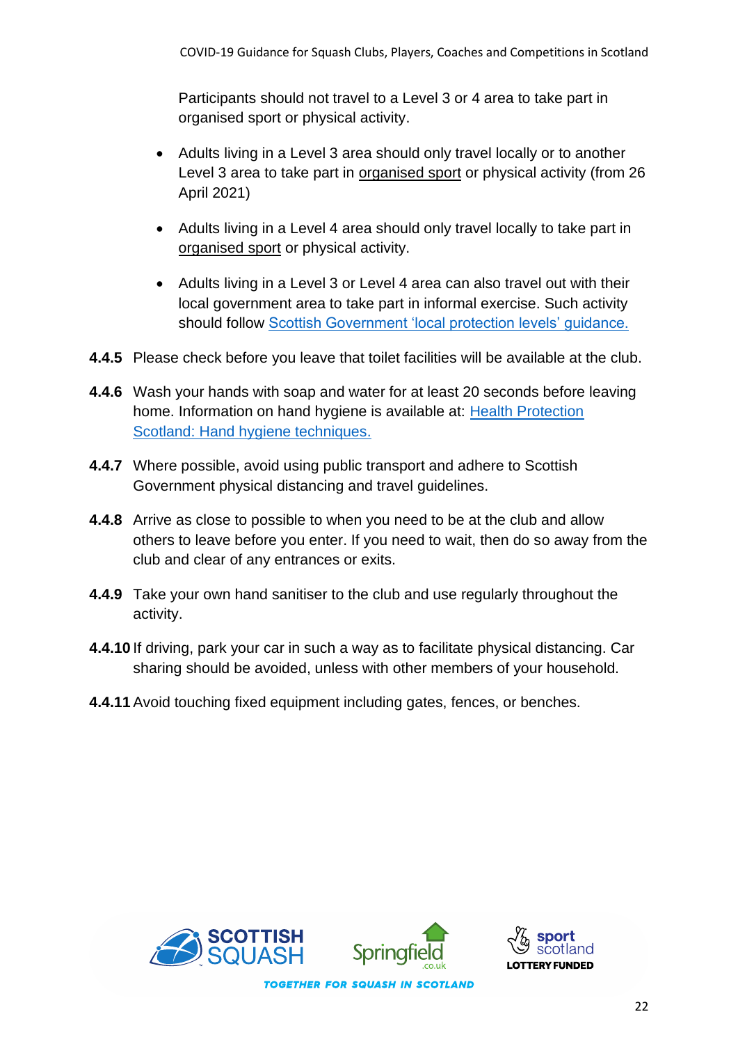Participants should not travel to a Level 3 or 4 area to take part in organised sport or physical activity.

- Adults living in a Level 3 area should only travel locally or to another Level 3 area to take part in organised sport or physical activity (from 26 April 2021)
- Adults living in a Level 4 area should only travel locally to take part in organised sport or physical activity.
- Adults living in a Level 3 or Level 4 area can also travel out with their local government area to take part in informal exercise. Such activity should follow Scottish Government 'local protection levels' guidance.

**4.4.5** Please check before you leave that toilet facilities will be available at the club.

**4.4.6** Wash your hands with soap and water for at least 20 seconds before leaving home. Information on hand hygiene is available at: Health Protection Scotland: Hand hygiene techniques.

**4.4.7** Where possible, avoid using public transport and adhere to Scottish Government physical distancing and travel guidelines.

**4.4.8** Arrive as close to possible to when you need to be at the club and allow others to leave before you enter. If you need to wait, then do so away from the club and clear of any entrances or exits.

**4.4.9** Take your own hand sanitiser to the club and use regularly throughout the activity.

**4.4.10** If driving, park your car in such a way as to facilitate physical distancing. Car sharing should be avoided, unless with other members of your household.

**4.4.11** Avoid touching fixed equipment including gates, fences, or benches.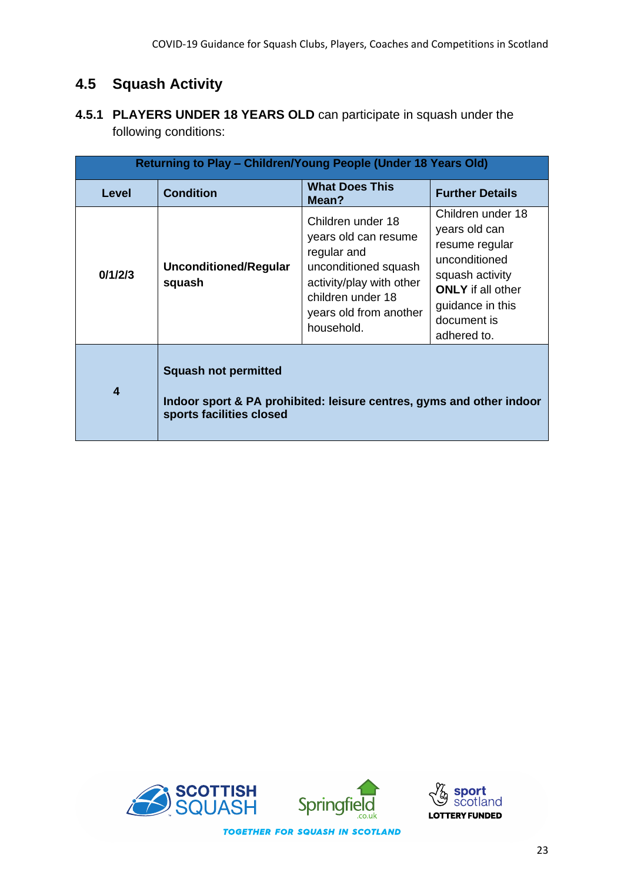## 4.5 Squash Activity

**4.5.1 PLAYERS UNDER 18 YEARS OLD** can participate in squash under the following conditions:

| Returning to Play – Children/Young People (Under 18 Years Old) | | | |
|---|---|---|---|
| **Level** | **Condition** | **What Does This Mean?** | **Further Details** |
| **0/1/2/3** | **Unconditioned/Regular squash** | Children under 18 years old can resume regular and unconditioned squash activity/play with other children under 18 years old from another household. | Children under 18 years old can resume regular unconditioned squash activity **ONLY** if all other guidance in this document is adhered to. |
| **4** | **Squash not permitted**<br><br>**Indoor sport & PA prohibited: leisure centres, gyms and other indoor sports facilities closed** | | |

TOGETHER FOR SQUASH IN SCOTLAND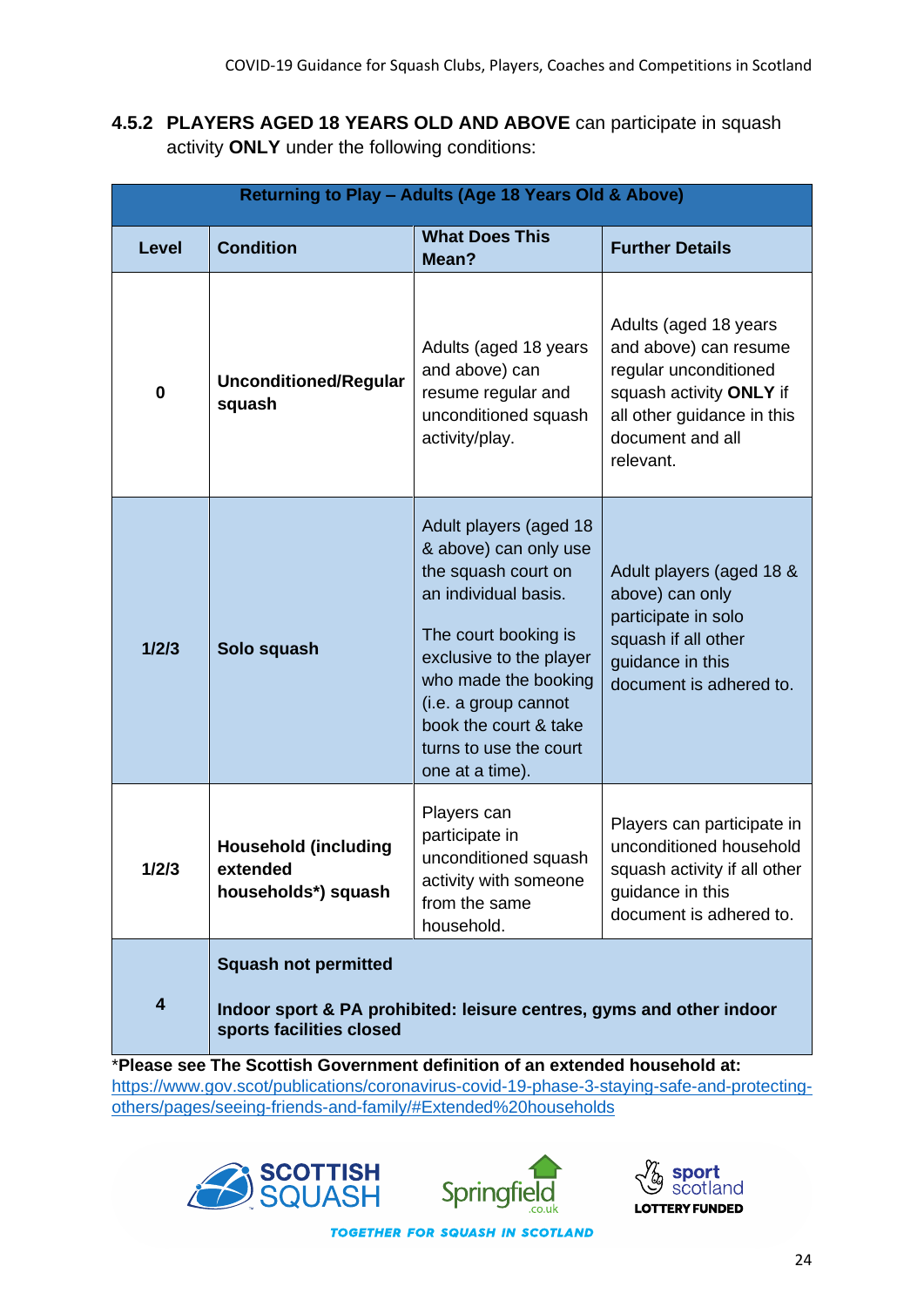**4.5.2 PLAYERS AGED 18 YEARS OLD AND ABOVE** can participate in squash activity **ONLY** under the following conditions:

| Returning to Play – Adults (Age 18 Years Old & Above) | | | |
|---|---|---|---|
| **Level** | **Condition** | **What Does This Mean?** | **Further Details** |
| **0** | **Unconditioned/Regular squash** | Adults (aged 18 years and above) can resume regular and unconditioned squash activity/play. | Adults (aged 18 years and above) can resume regular unconditioned squash activity **ONLY** if all other guidance in this document and all relevant. |
| **1/2/3** | **Solo squash** | Adult players (aged 18 & above) can only use the squash court on an individual basis.<br><br>The court booking is exclusive to the player who made the booking (i.e. a group cannot book the court & take turns to use the court one at a time). | Adult players (aged 18 & above) can only participate in solo squash if all other guidance in this document is adhered to. |
| **1/2/3** | **Household (including extended households*) squash** | Players can participate in unconditioned squash activity with someone from the same household. | Players can participate in unconditioned household squash activity if all other guidance in this document is adhered to. |
| **4** | **Squash not permitted**<br><br>**Indoor sport & PA prohibited: leisure centres, gyms and other indoor sports facilities closed** | | |

***Please see The Scottish Government definition of an extended household at:**
https://www.gov.scot/publications/coronavirus-covid-19-phase-3-staying-safe-and-protecting-others/pages/seeing-friends-and-family/#Extended%20households

SCOTTISH SQUASH | Springfield.co.uk | sport scotland LOTTERY FUNDED

TOGETHER FOR SQUASH IN SCOTLAND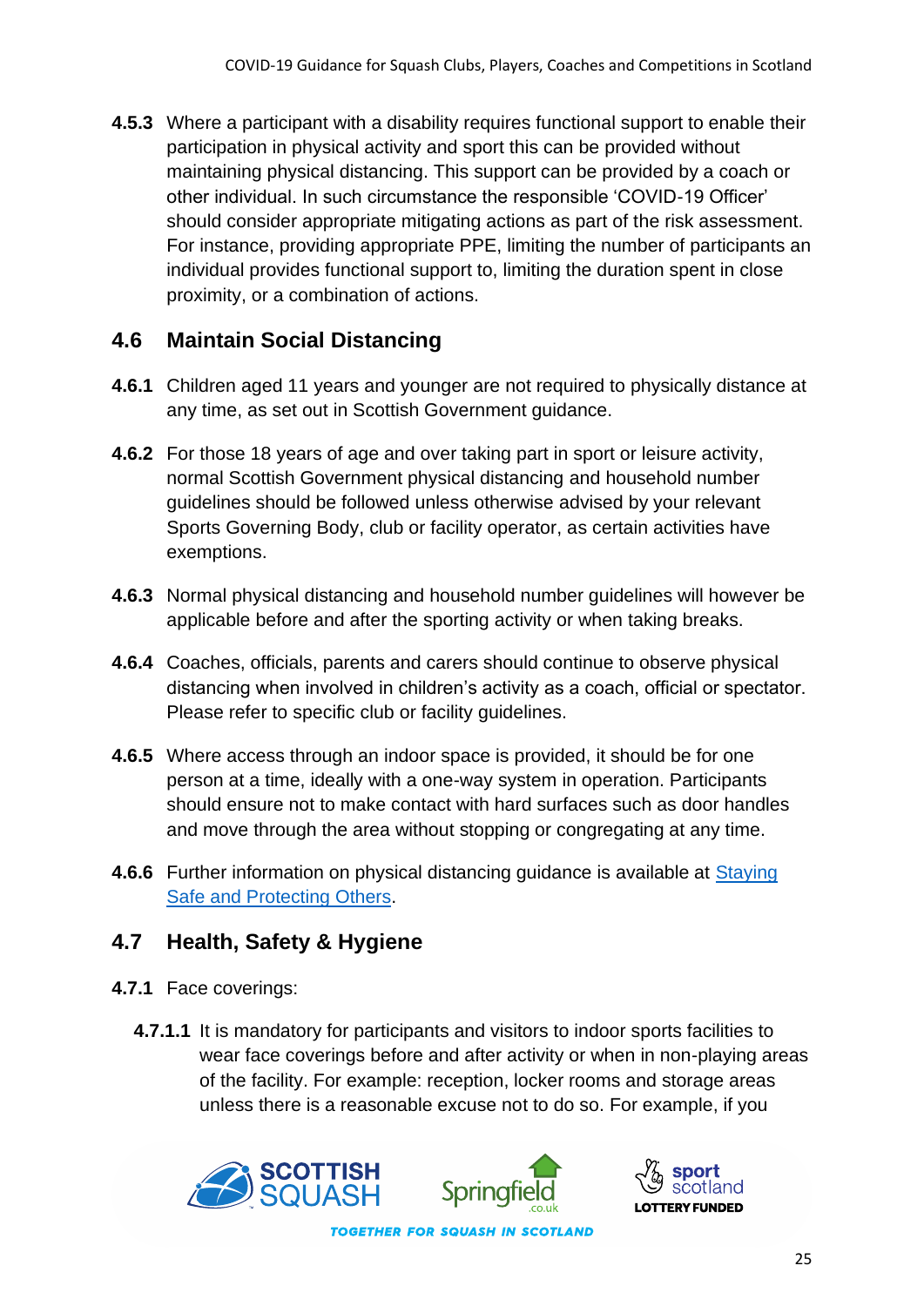**4.5.3** Where a participant with a disability requires functional support to enable their participation in physical activity and sport this can be provided without maintaining physical distancing. This support can be provided by a coach or other individual. In such circumstance the responsible 'COVID-19 Officer' should consider appropriate mitigating actions as part of the risk assessment. For instance, providing appropriate PPE, limiting the number of participants an individual provides functional support to, limiting the duration spent in close proximity, or a combination of actions.

## 4.6 Maintain Social Distancing

**4.6.1** Children aged 11 years and younger are not required to physically distance at any time, as set out in Scottish Government guidance.

**4.6.2** For those 18 years of age and over taking part in sport or leisure activity, normal Scottish Government physical distancing and household number guidelines should be followed unless otherwise advised by your relevant Sports Governing Body, club or facility operator, as certain activities have exemptions.

**4.6.3** Normal physical distancing and household number guidelines will however be applicable before and after the sporting activity or when taking breaks.

**4.6.4** Coaches, officials, parents and carers should continue to observe physical distancing when involved in children's activity as a coach, official or spectator. Please refer to specific club or facility guidelines.

**4.6.5** Where access through an indoor space is provided, it should be for one person at a time, ideally with a one-way system in operation. Participants should ensure not to make contact with hard surfaces such as door handles and move through the area without stopping or congregating at any time.

**4.6.6** Further information on physical distancing guidance is available at [Staying Safe and Protecting Others]().

## 4.7 Health, Safety & Hygiene

**4.7.1** Face coverings:

**4.7.1.1** It is mandatory for participants and visitors to indoor sports facilities to wear face coverings before and after activity or when in non-playing areas of the facility. For example: reception, locker rooms and storage areas unless there is a reasonable excuse not to do so. For example, if you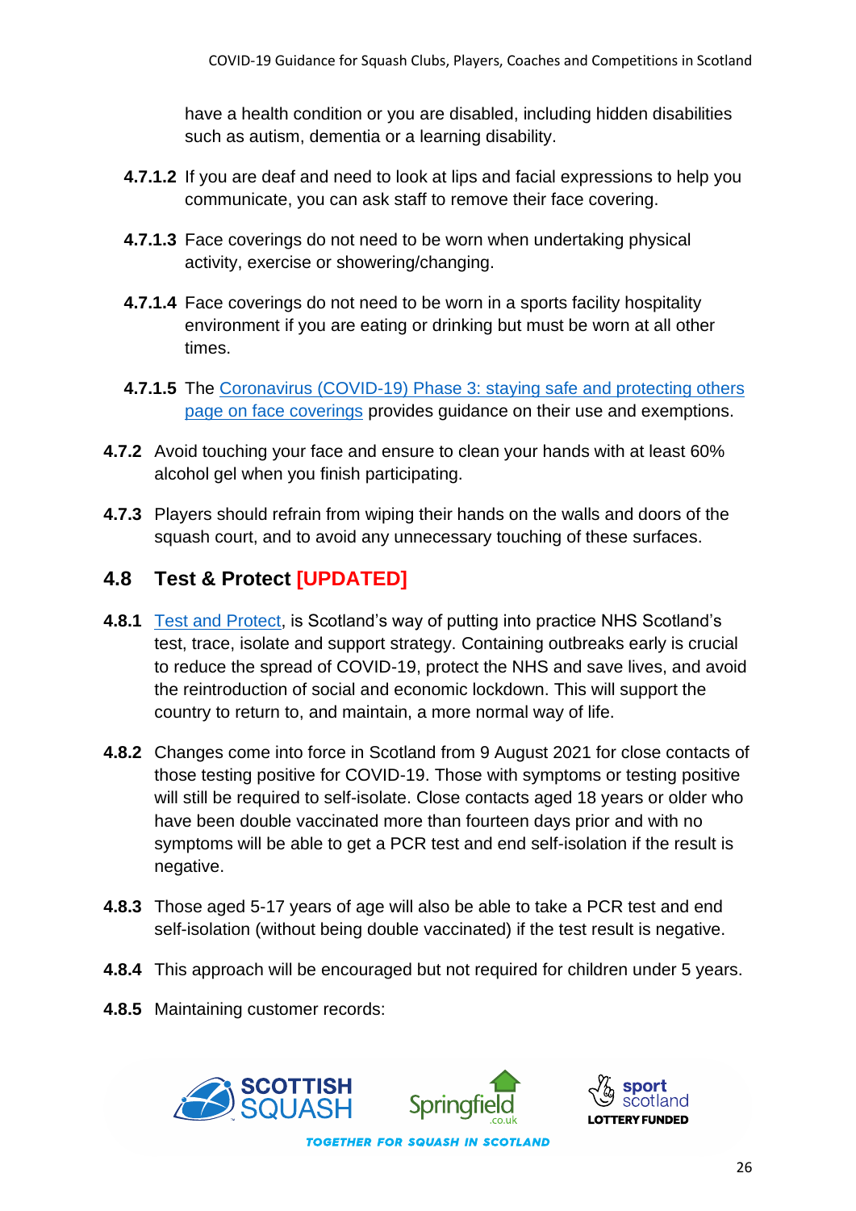have a health condition or you are disabled, including hidden disabilities such as autism, dementia or a learning disability.

**4.7.1.2** If you are deaf and need to look at lips and facial expressions to help you communicate, you can ask staff to remove their face covering.

**4.7.1.3** Face coverings do not need to be worn when undertaking physical activity, exercise or showering/changing.

**4.7.1.4** Face coverings do not need to be worn in a sports facility hospitality environment if you are eating or drinking but must be worn at all other times.

**4.7.1.5** The Coronavirus (COVID-19) Phase 3: staying safe and protecting others page on face coverings provides guidance on their use and exemptions.

**4.7.2** Avoid touching your face and ensure to clean your hands with at least 60% alcohol gel when you finish participating.

**4.7.3** Players should refrain from wiping their hands on the walls and doors of the squash court, and to avoid any unnecessary touching of these surfaces.

## 4.8 Test & Protect [UPDATED]

**4.8.1** Test and Protect, is Scotland's way of putting into practice NHS Scotland's test, trace, isolate and support strategy. Containing outbreaks early is crucial to reduce the spread of COVID-19, protect the NHS and save lives, and avoid the reintroduction of social and economic lockdown. This will support the country to return to, and maintain, a more normal way of life.

**4.8.2** Changes come into force in Scotland from 9 August 2021 for close contacts of those testing positive for COVID-19. Those with symptoms or testing positive will still be required to self-isolate. Close contacts aged 18 years or older who have been double vaccinated more than fourteen days prior and with no symptoms will be able to get a PCR test and end self-isolation if the result is negative.

**4.8.3** Those aged 5-17 years of age will also be able to take a PCR test and end self-isolation (without being double vaccinated) if the test result is negative.

**4.8.4** This approach will be encouraged but not required for children under 5 years.

**4.8.5** Maintaining customer records: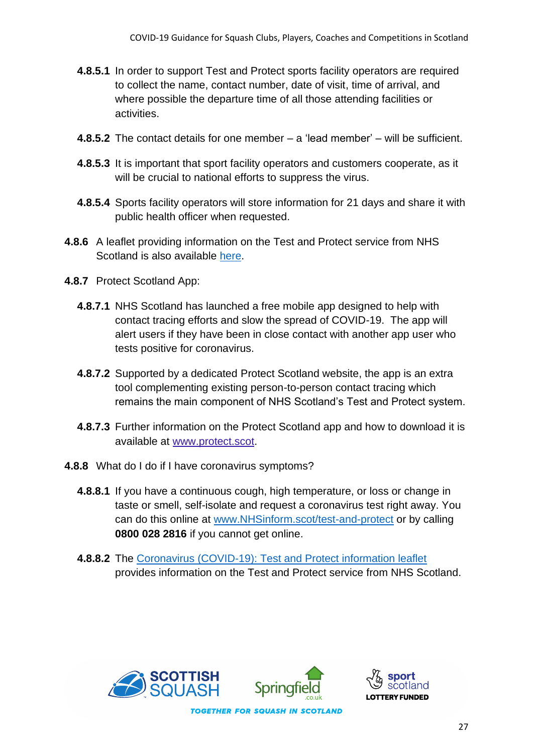**4.8.5.1** In order to support Test and Protect sports facility operators are required to collect the name, contact number, date of visit, time of arrival, and where possible the departure time of all those attending facilities or activities.

**4.8.5.2** The contact details for one member – a 'lead member' – will be sufficient.

**4.8.5.3** It is important that sport facility operators and customers cooperate, as it will be crucial to national efforts to suppress the virus.

**4.8.5.4** Sports facility operators will store information for 21 days and share it with public health officer when requested.

**4.8.6** A leaflet providing information on the Test and Protect service from NHS Scotland is also available here.

**4.8.7** Protect Scotland App:

**4.8.7.1** NHS Scotland has launched a free mobile app designed to help with contact tracing efforts and slow the spread of COVID-19. The app will alert users if they have been in close contact with another app user who tests positive for coronavirus.

**4.8.7.2** Supported by a dedicated Protect Scotland website, the app is an extra tool complementing existing person-to-person contact tracing which remains the main component of NHS Scotland's Test and Protect system.

**4.8.7.3** Further information on the Protect Scotland app and how to download it is available at www.protect.scot.

**4.8.8** What do I do if I have coronavirus symptoms?

**4.8.8.1** If you have a continuous cough, high temperature, or loss or change in taste or smell, self-isolate and request a coronavirus test right away. You can do this online at www.NHSinform.scot/test-and-protect or by calling **0800 028 2816** if you cannot get online.

**4.8.8.2** The Coronavirus (COVID-19): Test and Protect information leaflet provides information on the Test and Protect service from NHS Scotland.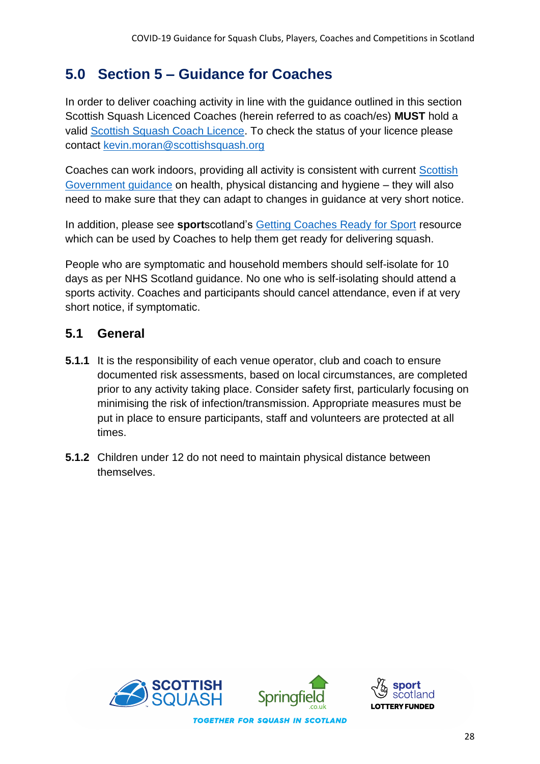## 5.0 Section 5 – Guidance for Coaches

In order to deliver coaching activity in line with the guidance outlined in this section Scottish Squash Licenced Coaches (herein referred to as coach/es) **MUST** hold a valid Scottish Squash Coach Licence. To check the status of your licence please contact kevin.moran@scottishsquash.org

Coaches can work indoors, providing all activity is consistent with current Scottish Government guidance on health, physical distancing and hygiene – they will also need to make sure that they can adapt to changes in guidance at very short notice.

In addition, please see **sport**scotland's Getting Coaches Ready for Sport resource which can be used by Coaches to help them get ready for delivering squash.

People who are symptomatic and household members should self-isolate for 10 days as per NHS Scotland guidance. No one who is self-isolating should attend a sports activity. Coaches and participants should cancel attendance, even if at very short notice, if symptomatic.

### 5.1 General

**5.1.1** It is the responsibility of each venue operator, club and coach to ensure documented risk assessments, based on local circumstances, are completed prior to any activity taking place. Consider safety first, particularly focusing on minimising the risk of infection/transmission. Appropriate measures must be put in place to ensure participants, staff and volunteers are protected at all times.

**5.1.2** Children under 12 do not need to maintain physical distance between themselves.

TOGETHER FOR SQUASH IN SCOTLAND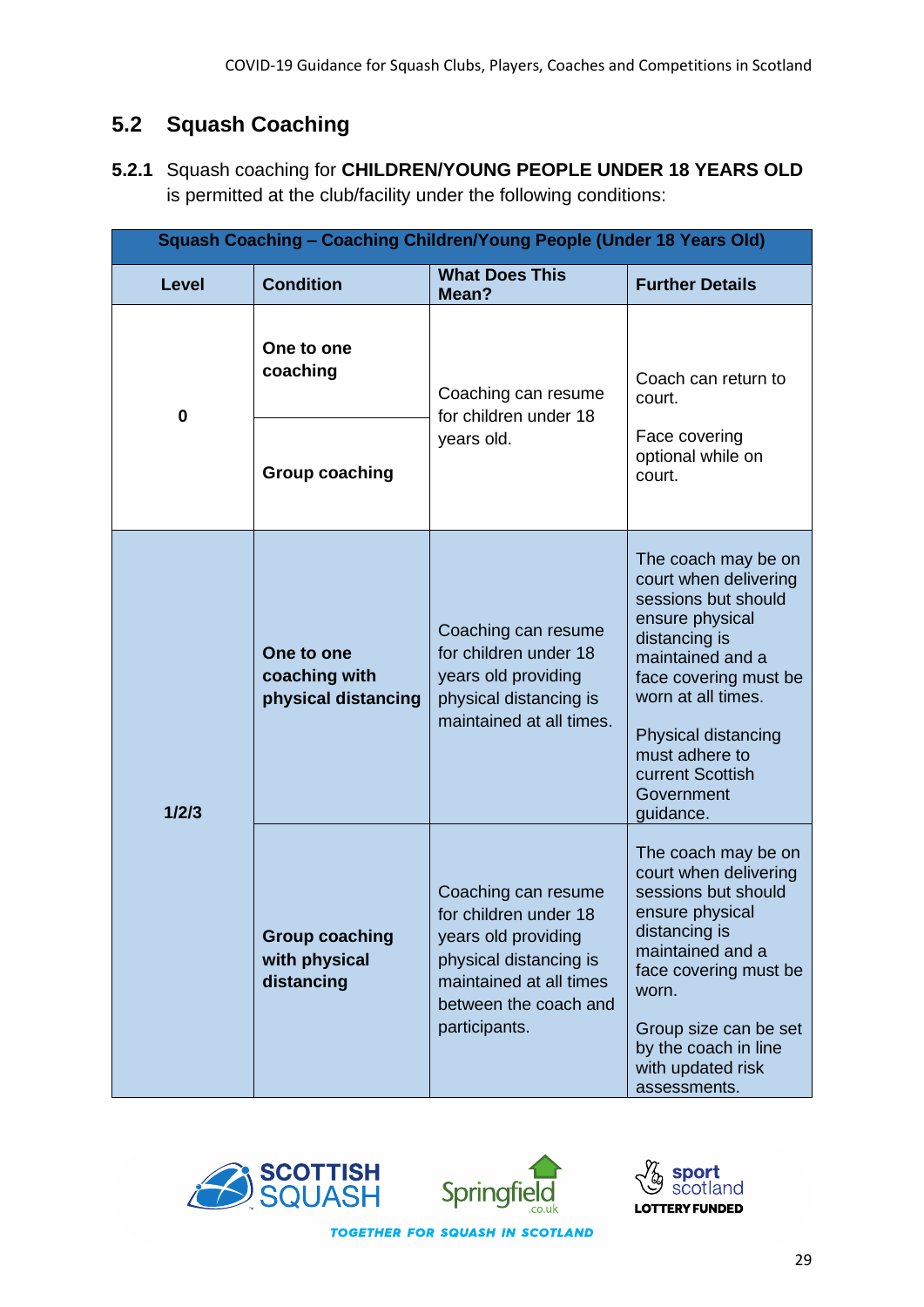## 5.2 Squash Coaching

**5.2.1** Squash coaching for **CHILDREN/YOUNG PEOPLE UNDER 18 YEARS OLD** is permitted at the club/facility under the following conditions:

| **Squash Coaching – Coaching Children/Young People (Under 18 Years Old)** | | | |
|---|---|---|---|
| **Level** | **Condition** | **What Does This Mean?** | **Further Details** |
| **0** | **One to one coaching** | Coaching can resume for children under 18 years old. | Coach can return to court. Face covering optional while on court. |
| | **Group coaching** | | |
| **1/2/3** | **One to one coaching with physical distancing** | Coaching can resume for children under 18 years old providing physical distancing is maintained at all times. | The coach may be on court when delivering sessions but should ensure physical distancing is maintained and a face covering must be worn at all times. Physical distancing must adhere to current Scottish Government guidance. |
| | **Group coaching with physical distancing** | Coaching can resume for children under 18 years old providing physical distancing is maintained at all times between the coach and participants. | The coach may be on court when delivering sessions but should ensure physical distancing is maintained and a face covering must be worn. Group size can be set by the coach in line with updated risk assessments. |

TOGETHER FOR SQUASH IN SCOTLAND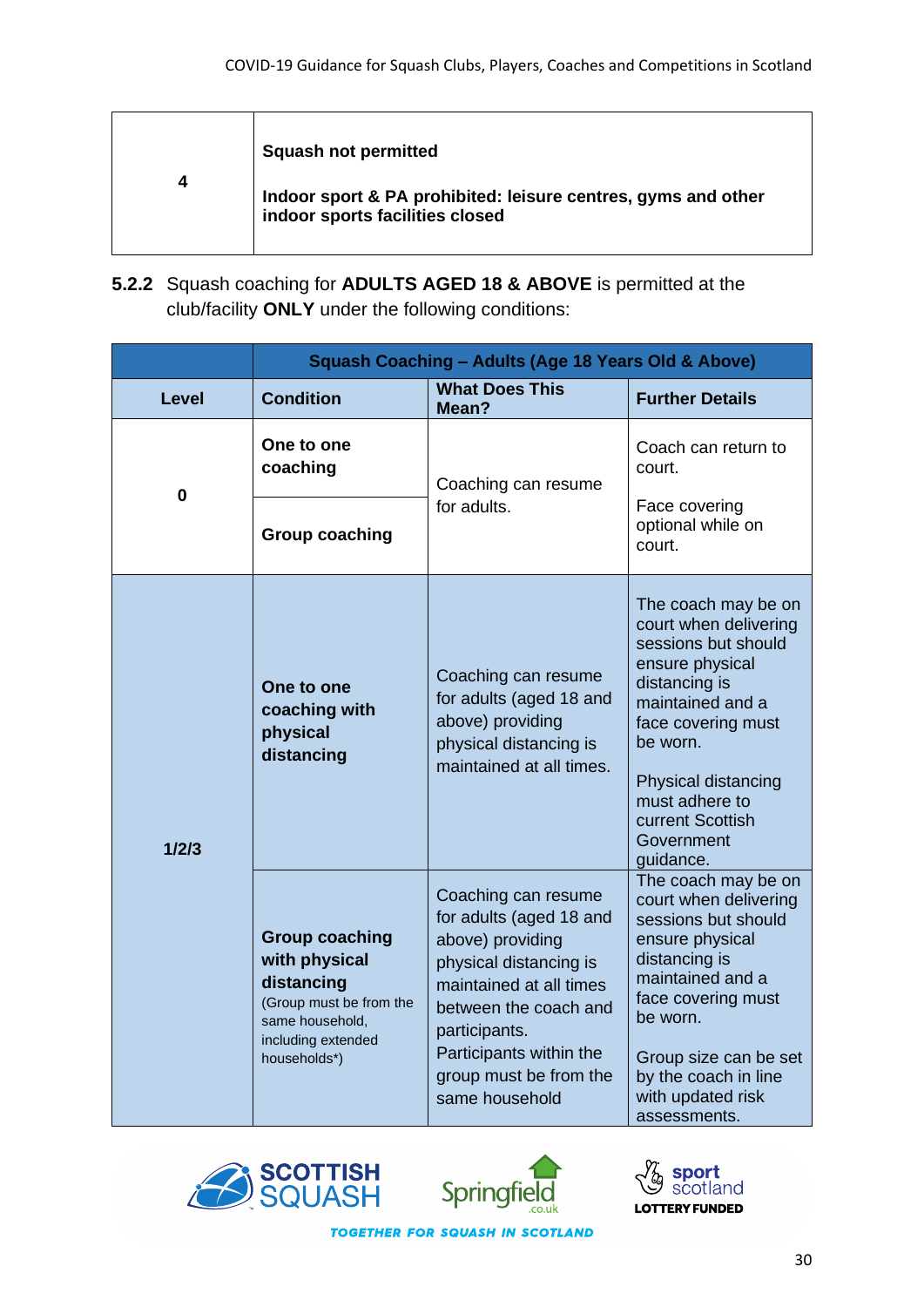| 4 | **Squash not permitted**<br><br>**Indoor sport & PA prohibited: leisure centres, gyms and other indoor sports facilities closed** |
|---|---|

**5.2.2** Squash coaching for **ADULTS AGED 18 & ABOVE** is permitted at the club/facility **ONLY** under the following conditions:

| | **Squash Coaching – Adults (Age 18 Years Old & Above)** | | |
|---|---|---|---|
| **Level** | **Condition** | **What Does This Mean?** | **Further Details** |
| 0 | **One to one coaching** | Coaching can resume for adults. | Coach can return to court.<br><br>Face covering optional while on court. |
| 0 | **Group coaching** | Coaching can resume for adults. | Coach can return to court.<br><br>Face covering optional while on court. |
| 1/2/3 | **One to one coaching with physical distancing** | Coaching can resume for adults (aged 18 and above) providing physical distancing is maintained at all times. | The coach may be on court when delivering sessions but should ensure physical distancing is maintained and a face covering must be worn.<br><br>Physical distancing must adhere to current Scottish Government guidance. |
| 1/2/3 | **Group coaching with physical distancing** (Group must be from the same household, including extended households*) | Coaching can resume for adults (aged 18 and above) providing physical distancing is maintained at all times between the coach and participants. Participants within the group must be from the same household | The coach may be on court when delivering sessions but should ensure physical distancing is maintained and a face covering must be worn.<br><br>Group size can be set by the coach in line with updated risk assessments. |

TOGETHER FOR SQUASH IN SCOTLAND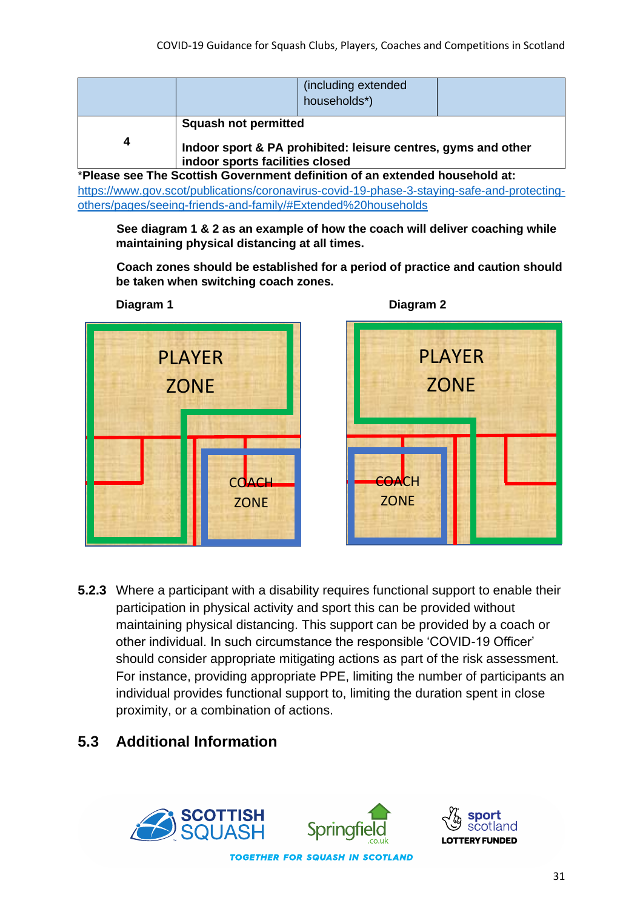|  |  | (including extended households*) |  |
|---|---|---|---|
| 4 | **Squash not permitted**<br><br>**Indoor sport & PA prohibited: leisure centres, gyms and other indoor sports facilities closed** | | |

*__Please see The Scottish Government definition of an extended household at:__
[https://www.gov.scot/publications/coronavirus-covid-19-phase-3-staying-safe-and-protecting-others/pages/seeing-friends-and-family/#Extended%20households](https://www.gov.scot/publications/coronavirus-covid-19-phase-3-staying-safe-and-protecting-others/pages/seeing-friends-and-family/#Extended%20households)

**See diagram 1 & 2 as an example of how the coach will deliver coaching while maintaining physical distancing at all times.**

**Coach zones should be established for a period of practice and caution should be taken when switching coach zones.**

**Diagram 1**

PLAYER ZONE

COACH ZONE

**Diagram 2**

PLAYER ZONE

COACH ZONE

**5.2.3** Where a participant with a disability requires functional support to enable their participation in physical activity and sport this can be provided without maintaining physical distancing. This support can be provided by a coach or other individual. In such circumstance the responsible 'COVID-19 Officer' should consider appropriate mitigating actions as part of the risk assessment. For instance, providing appropriate PPE, limiting the number of participants an individual provides functional support to, limiting the duration spent in close proximity, or a combination of actions.

## 5.3 Additional Information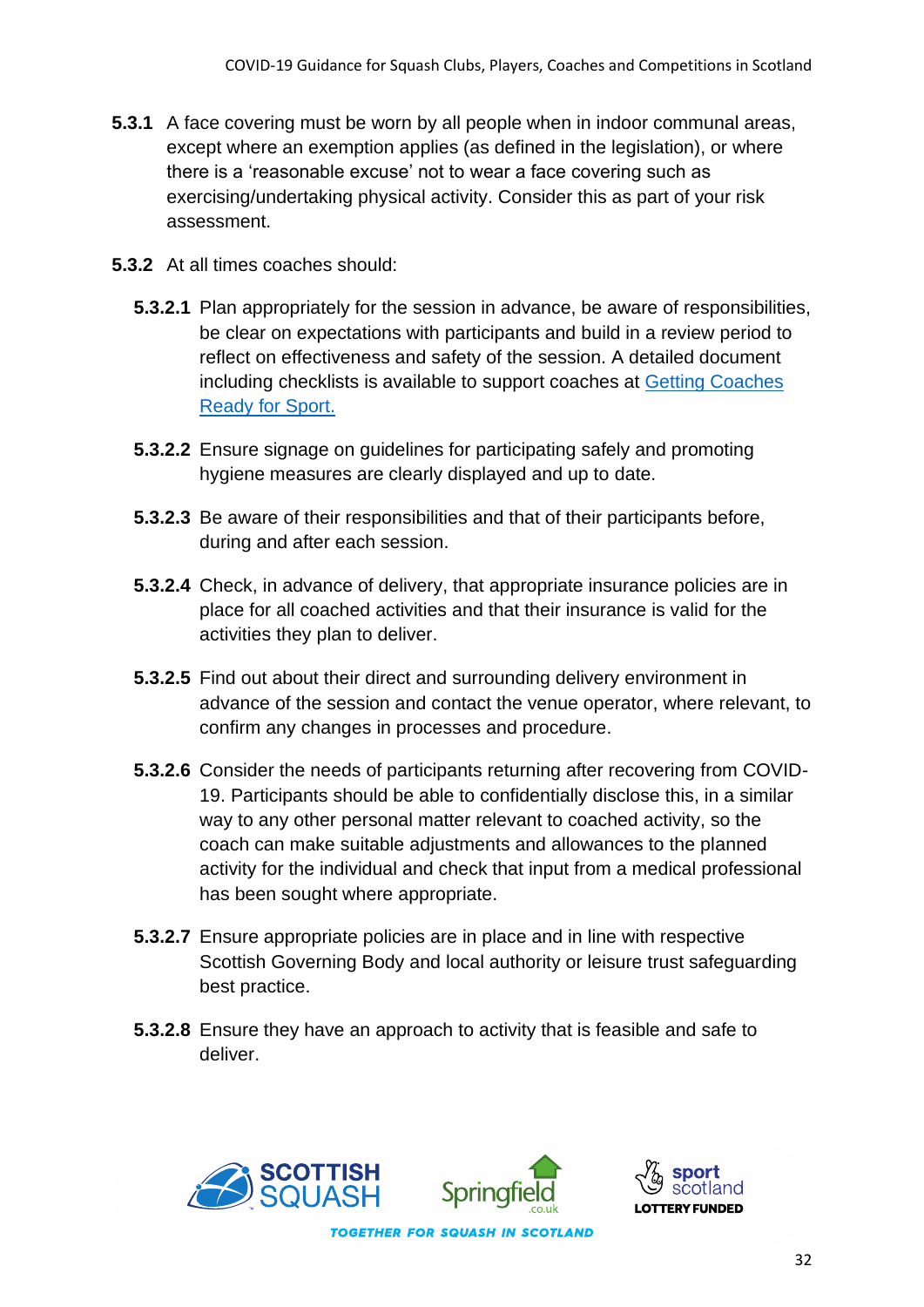**5.3.1** A face covering must be worn by all people when in indoor communal areas, except where an exemption applies (as defined in the legislation), or where there is a 'reasonable excuse' not to wear a face covering such as exercising/undertaking physical activity. Consider this as part of your risk assessment.

**5.3.2** At all times coaches should:

**5.3.2.1** Plan appropriately for the session in advance, be aware of responsibilities, be clear on expectations with participants and build in a review period to reflect on effectiveness and safety of the session. A detailed document including checklists is available to support coaches at [Getting Coaches Ready for Sport.]()

**5.3.2.2** Ensure signage on guidelines for participating safely and promoting hygiene measures are clearly displayed and up to date.

**5.3.2.3** Be aware of their responsibilities and that of their participants before, during and after each session.

**5.3.2.4** Check, in advance of delivery, that appropriate insurance policies are in place for all coached activities and that their insurance is valid for the activities they plan to deliver.

**5.3.2.5** Find out about their direct and surrounding delivery environment in advance of the session and contact the venue operator, where relevant, to confirm any changes in processes and procedure.

**5.3.2.6** Consider the needs of participants returning after recovering from COVID-19. Participants should be able to confidentially disclose this, in a similar way to any other personal matter relevant to coached activity, so the coach can make suitable adjustments and allowances to the planned activity for the individual and check that input from a medical professional has been sought where appropriate.

**5.3.2.7** Ensure appropriate policies are in place and in line with respective Scottish Governing Body and local authority or leisure trust safeguarding best practice.

**5.3.2.8** Ensure they have an approach to activity that is feasible and safe to deliver.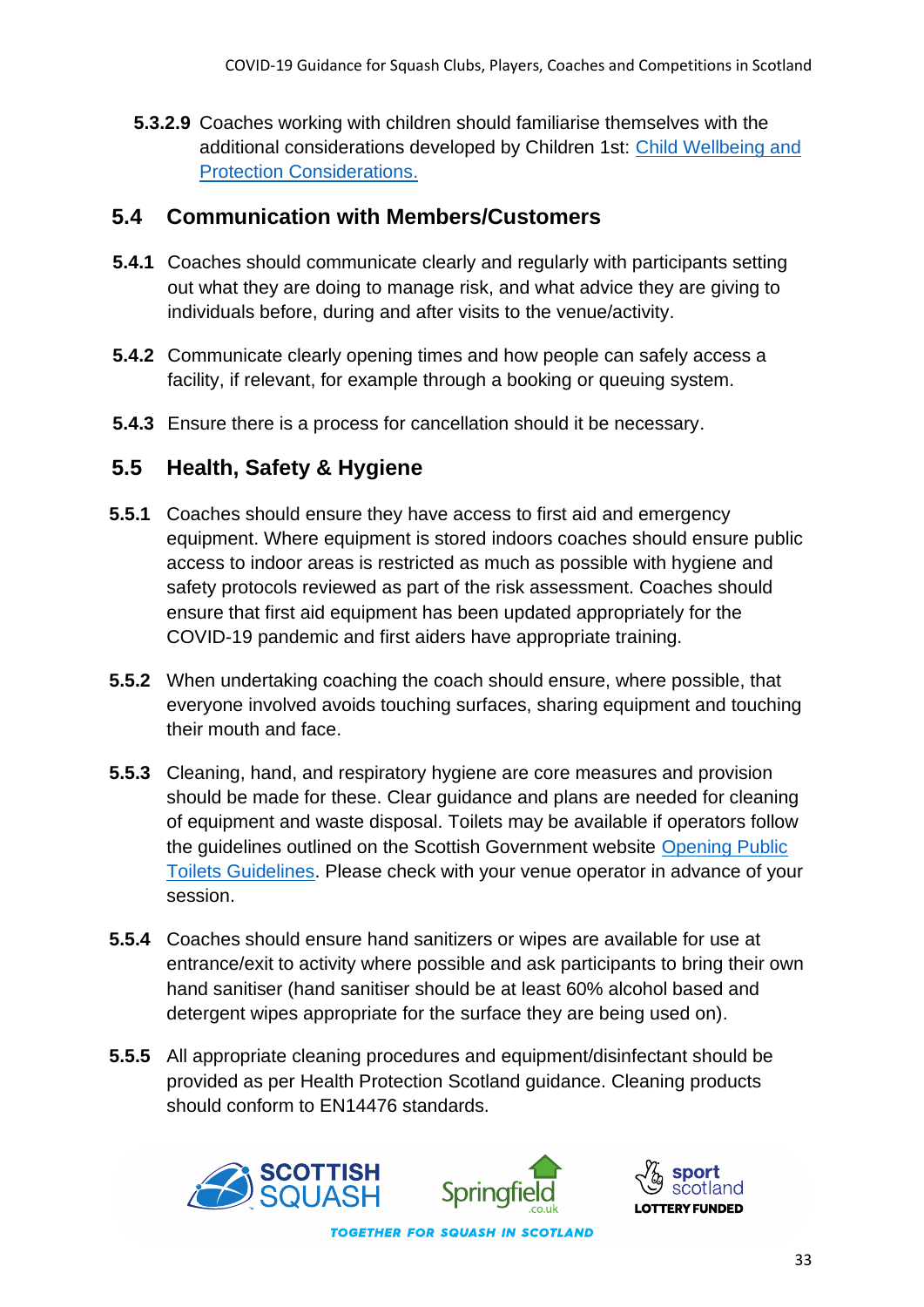**5.3.2.9** Coaches working with children should familiarise themselves with the additional considerations developed by Children 1st: [Child Wellbeing and Protection Considerations.]

## 5.4 Communication with Members/Customers

**5.4.1** Coaches should communicate clearly and regularly with participants setting out what they are doing to manage risk, and what advice they are giving to individuals before, during and after visits to the venue/activity.

**5.4.2** Communicate clearly opening times and how people can safely access a facility, if relevant, for example through a booking or queuing system.

**5.4.3** Ensure there is a process for cancellation should it be necessary.

## 5.5 Health, Safety & Hygiene

**5.5.1** Coaches should ensure they have access to first aid and emergency equipment. Where equipment is stored indoors coaches should ensure public access to indoor areas is restricted as much as possible with hygiene and safety protocols reviewed as part of the risk assessment. Coaches should ensure that first aid equipment has been updated appropriately for the COVID-19 pandemic and first aiders have appropriate training.

**5.5.2** When undertaking coaching the coach should ensure, where possible, that everyone involved avoids touching surfaces, sharing equipment and touching their mouth and face.

**5.5.3** Cleaning, hand, and respiratory hygiene are core measures and provision should be made for these. Clear guidance and plans are needed for cleaning of equipment and waste disposal. Toilets may be available if operators follow the guidelines outlined on the Scottish Government website [Opening Public Toilets Guidelines]. Please check with your venue operator in advance of your session.

**5.5.4** Coaches should ensure hand sanitizers or wipes are available for use at entrance/exit to activity where possible and ask participants to bring their own hand sanitiser (hand sanitiser should be at least 60% alcohol based and detergent wipes appropriate for the surface they are being used on).

**5.5.5** All appropriate cleaning procedures and equipment/disinfectant should be provided as per Health Protection Scotland guidance. Cleaning products should conform to EN14476 standards.

TOGETHER FOR SQUASH IN SCOTLAND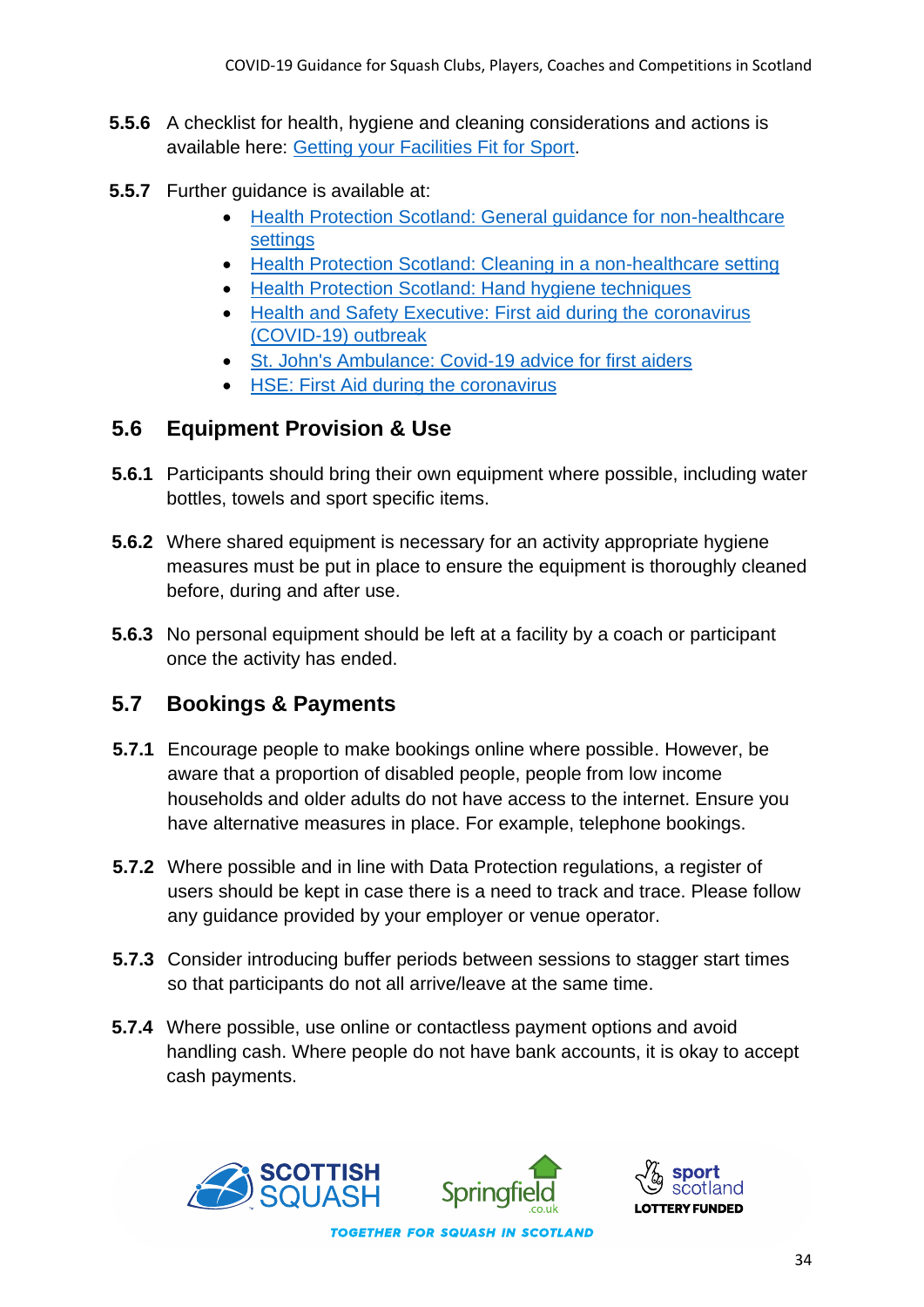**5.5.6** A checklist for health, hygiene and cleaning considerations and actions is available here: Getting your Facilities Fit for Sport.

**5.5.7** Further guidance is available at:

- Health Protection Scotland: General guidance for non-healthcare settings
- Health Protection Scotland: Cleaning in a non-healthcare setting
- Health Protection Scotland: Hand hygiene techniques
- Health and Safety Executive: First aid during the coronavirus (COVID-19) outbreak
- St. John's Ambulance: Covid-19 advice for first aiders
- HSE: First Aid during the coronavirus

## 5.6 Equipment Provision & Use

**5.6.1** Participants should bring their own equipment where possible, including water bottles, towels and sport specific items.

**5.6.2** Where shared equipment is necessary for an activity appropriate hygiene measures must be put in place to ensure the equipment is thoroughly cleaned before, during and after use.

**5.6.3** No personal equipment should be left at a facility by a coach or participant once the activity has ended.

## 5.7 Bookings & Payments

**5.7.1** Encourage people to make bookings online where possible. However, be aware that a proportion of disabled people, people from low income households and older adults do not have access to the internet. Ensure you have alternative measures in place. For example, telephone bookings.

**5.7.2** Where possible and in line with Data Protection regulations, a register of users should be kept in case there is a need to track and trace. Please follow any guidance provided by your employer or venue operator.

**5.7.3** Consider introducing buffer periods between sessions to stagger start times so that participants do not all arrive/leave at the same time.

**5.7.4** Where possible, use online or contactless payment options and avoid handling cash. Where people do not have bank accounts, it is okay to accept cash payments.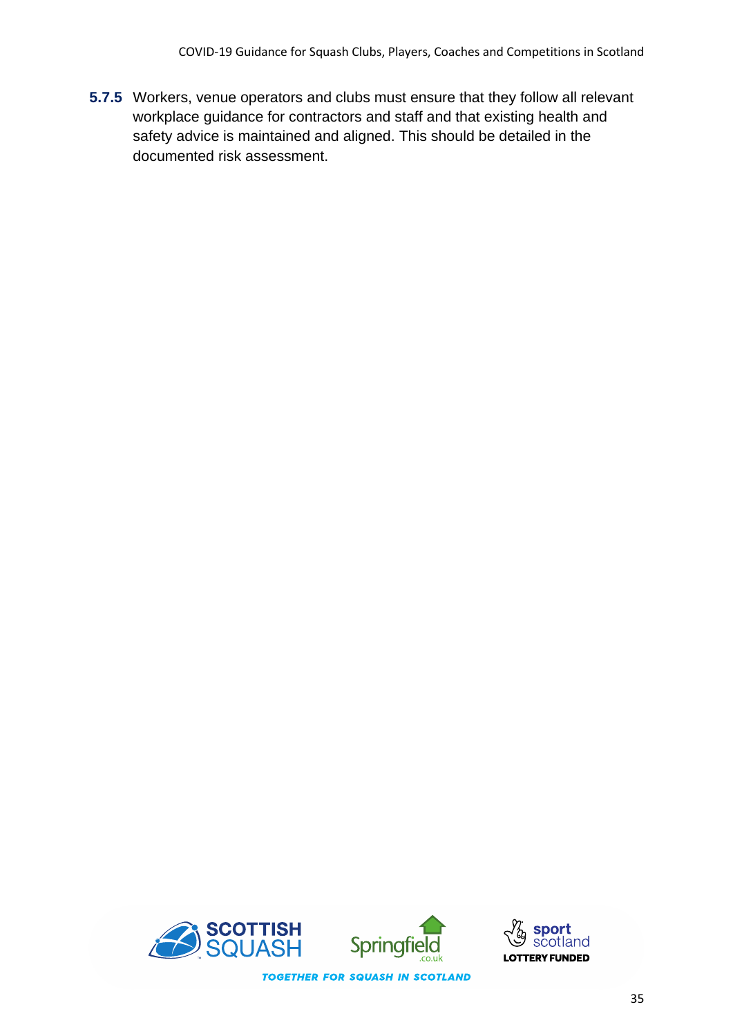**5.7.5** Workers, venue operators and clubs must ensure that they follow all relevant workplace guidance for contractors and staff and that existing health and safety advice is maintained and aligned. This should be detailed in the documented risk assessment.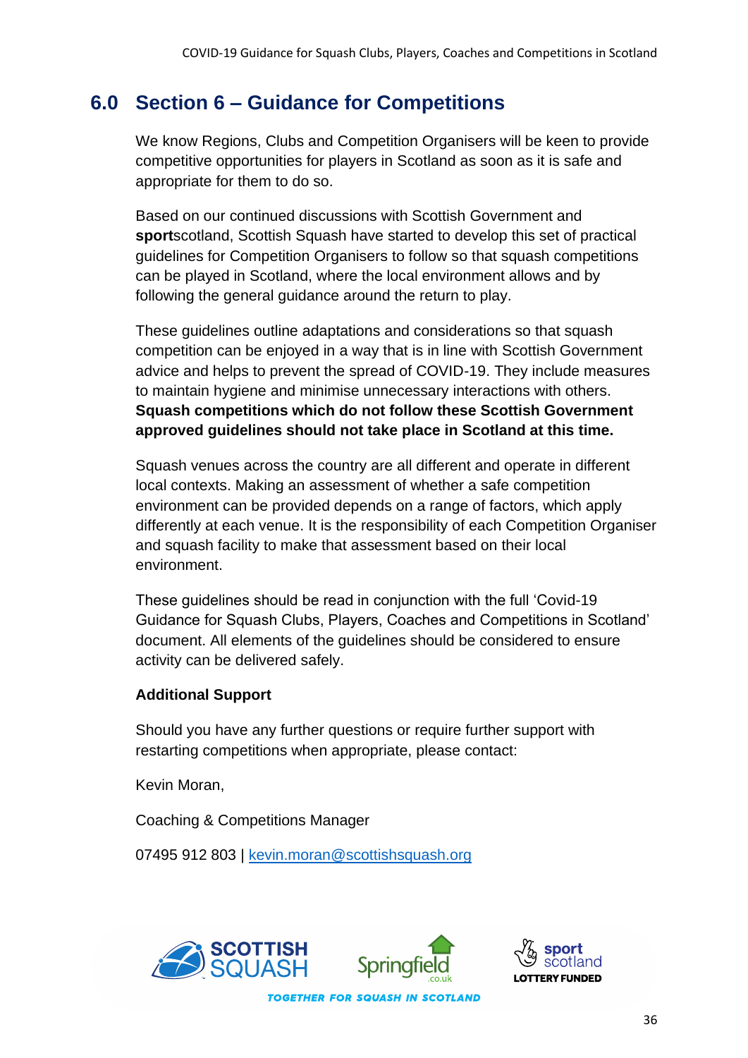## 6.0 Section 6 – Guidance for Competitions

We know Regions, Clubs and Competition Organisers will be keen to provide competitive opportunities for players in Scotland as soon as it is safe and appropriate for them to do so.

Based on our continued discussions with Scottish Government and **sport**scotland, Scottish Squash have started to develop this set of practical guidelines for Competition Organisers to follow so that squash competitions can be played in Scotland, where the local environment allows and by following the general guidance around the return to play.

These guidelines outline adaptations and considerations so that squash competition can be enjoyed in a way that is in line with Scottish Government advice and helps to prevent the spread of COVID-19. They include measures to maintain hygiene and minimise unnecessary interactions with others. **Squash competitions which do not follow these Scottish Government approved guidelines should not take place in Scotland at this time.**

Squash venues across the country are all different and operate in different local contexts. Making an assessment of whether a safe competition environment can be provided depends on a range of factors, which apply differently at each venue. It is the responsibility of each Competition Organiser and squash facility to make that assessment based on their local environment.

These guidelines should be read in conjunction with the full 'Covid-19 Guidance for Squash Clubs, Players, Coaches and Competitions in Scotland' document. All elements of the guidelines should be considered to ensure activity can be delivered safely.

**Additional Support**

Should you have any further questions or require further support with restarting competitions when appropriate, please contact:

Kevin Moran,

Coaching & Competitions Manager

07495 912 803 | kevin.moran@scottishsquash.org

SCOTTISH SQUASH | Springfield .co.uk | sport scotland LOTTERY FUNDED

TOGETHER FOR SQUASH IN SCOTLAND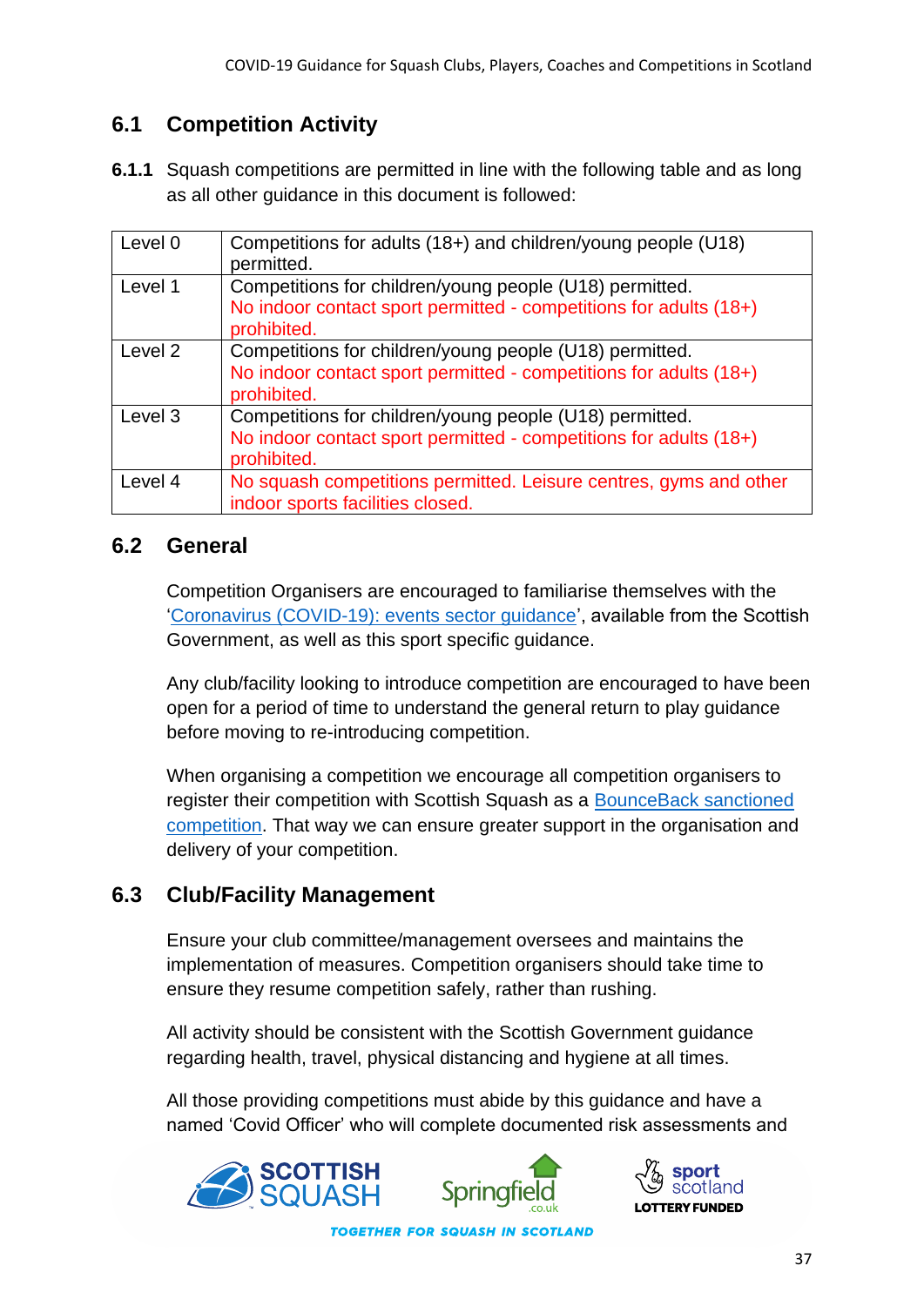## 6.1 Competition Activity

**6.1.1** Squash competitions are permitted in line with the following table and as long as all other guidance in this document is followed:

| | |
|---|---|
| Level 0 | Competitions for adults (18+) and children/young people (U18) permitted. |
| Level 1 | Competitions for children/young people (U18) permitted. No indoor contact sport permitted - competitions for adults (18+) prohibited. |
| Level 2 | Competitions for children/young people (U18) permitted. No indoor contact sport permitted - competitions for adults (18+) prohibited. |
| Level 3 | Competitions for children/young people (U18) permitted. No indoor contact sport permitted - competitions for adults (18+) prohibited. |
| Level 4 | No squash competitions permitted. Leisure centres, gyms and other indoor sports facilities closed. |

## 6.2 General

Competition Organisers are encouraged to familiarise themselves with the 'Coronavirus (COVID-19): events sector guidance', available from the Scottish Government, as well as this sport specific guidance.

Any club/facility looking to introduce competition are encouraged to have been open for a period of time to understand the general return to play guidance before moving to re-introducing competition.

When organising a competition we encourage all competition organisers to register their competition with Scottish Squash as a BounceBack sanctioned competition. That way we can ensure greater support in the organisation and delivery of your competition.

## 6.3 Club/Facility Management

Ensure your club committee/management oversees and maintains the implementation of measures. Competition organisers should take time to ensure they resume competition safely, rather than rushing.

All activity should be consistent with the Scottish Government guidance regarding health, travel, physical distancing and hygiene at all times.

All those providing competitions must abide by this guidance and have a named 'Covid Officer' who will complete documented risk assessments and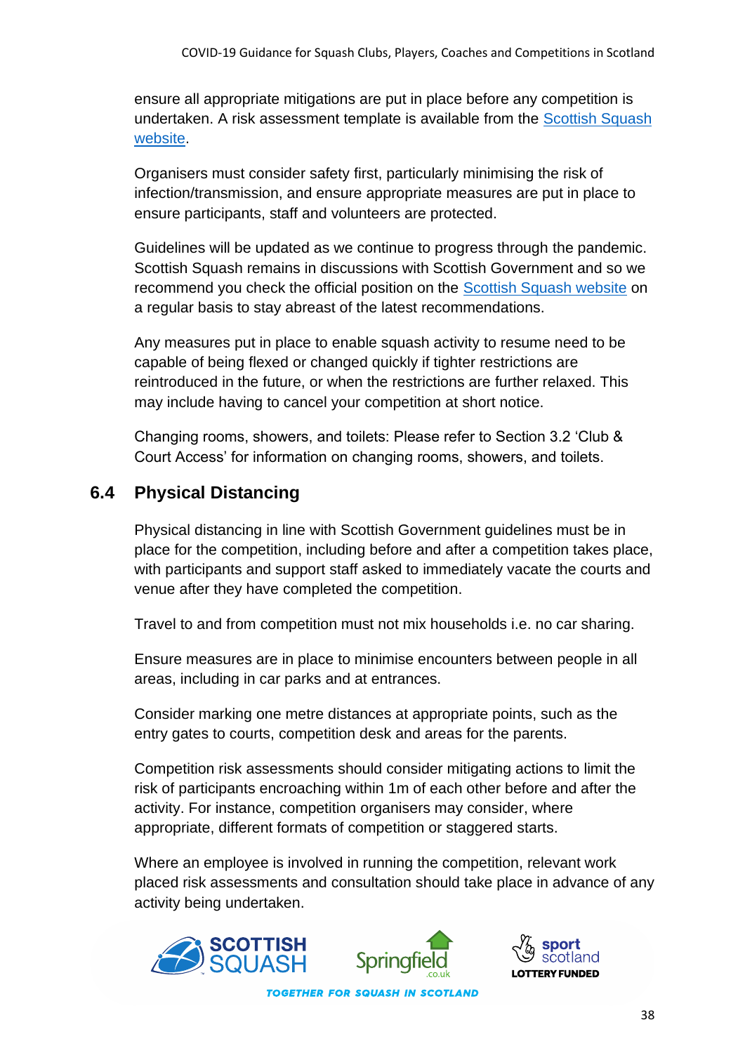ensure all appropriate mitigations are put in place before any competition is undertaken. A risk assessment template is available from the Scottish Squash website.

Organisers must consider safety first, particularly minimising the risk of infection/transmission, and ensure appropriate measures are put in place to ensure participants, staff and volunteers are protected.

Guidelines will be updated as we continue to progress through the pandemic. Scottish Squash remains in discussions with Scottish Government and so we recommend you check the official position on the Scottish Squash website on a regular basis to stay abreast of the latest recommendations.

Any measures put in place to enable squash activity to resume need to be capable of being flexed or changed quickly if tighter restrictions are reintroduced in the future, or when the restrictions are further relaxed. This may include having to cancel your competition at short notice.

Changing rooms, showers, and toilets: Please refer to Section 3.2 'Club & Court Access' for information on changing rooms, showers, and toilets.

## 6.4 Physical Distancing

Physical distancing in line with Scottish Government guidelines must be in place for the competition, including before and after a competition takes place, with participants and support staff asked to immediately vacate the courts and venue after they have completed the competition.

Travel to and from competition must not mix households i.e. no car sharing.

Ensure measures are in place to minimise encounters between people in all areas, including in car parks and at entrances.

Consider marking one metre distances at appropriate points, such as the entry gates to courts, competition desk and areas for the parents.

Competition risk assessments should consider mitigating actions to limit the risk of participants encroaching within 1m of each other before and after the activity. For instance, competition organisers may consider, where appropriate, different formats of competition or staggered starts.

Where an employee is involved in running the competition, relevant work placed risk assessments and consultation should take place in advance of any activity being undertaken.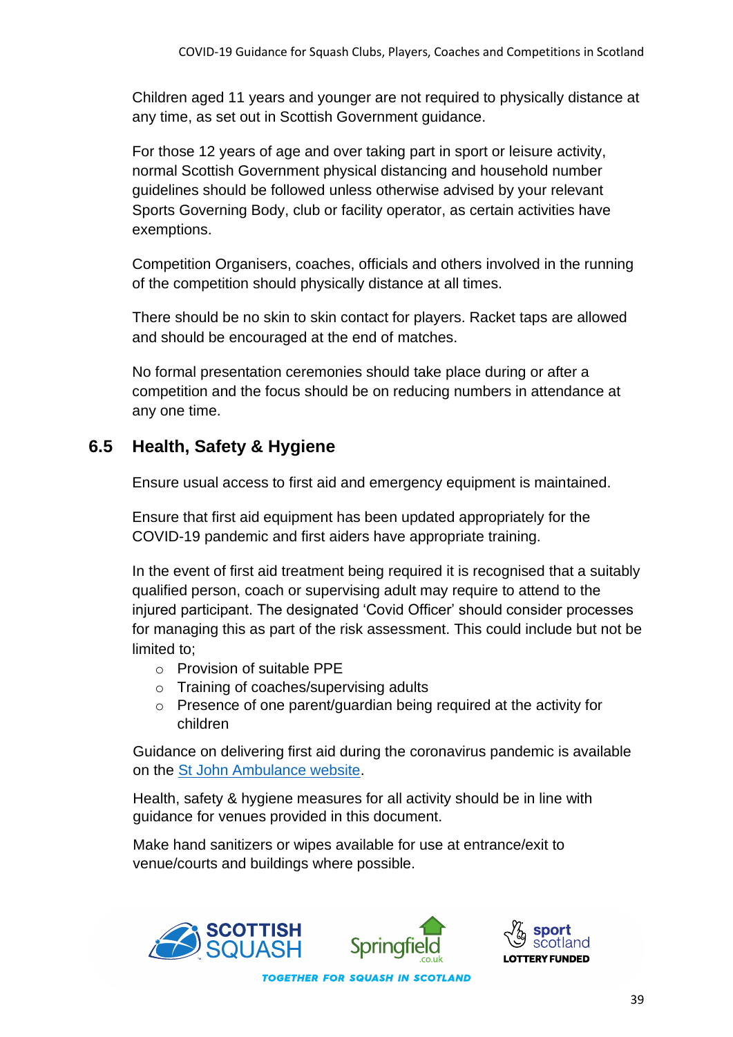Children aged 11 years and younger are not required to physically distance at any time, as set out in Scottish Government guidance.

For those 12 years of age and over taking part in sport or leisure activity, normal Scottish Government physical distancing and household number guidelines should be followed unless otherwise advised by your relevant Sports Governing Body, club or facility operator, as certain activities have exemptions.

Competition Organisers, coaches, officials and others involved in the running of the competition should physically distance at all times.

There should be no skin to skin contact for players. Racket taps are allowed and should be encouraged at the end of matches.

No formal presentation ceremonies should take place during or after a competition and the focus should be on reducing numbers in attendance at any one time.

## 6.5 Health, Safety & Hygiene

Ensure usual access to first aid and emergency equipment is maintained.

Ensure that first aid equipment has been updated appropriately for the COVID-19 pandemic and first aiders have appropriate training.

In the event of first aid treatment being required it is recognised that a suitably qualified person, coach or supervising adult may require to attend to the injured participant. The designated 'Covid Officer' should consider processes for managing this as part of the risk assessment. This could include but not be limited to;

- Provision of suitable PPE
- Training of coaches/supervising adults
- Presence of one parent/guardian being required at the activity for children

Guidance on delivering first aid during the coronavirus pandemic is available on the St John Ambulance website.

Health, safety & hygiene measures for all activity should be in line with guidance for venues provided in this document.

Make hand sanitizers or wipes available for use at entrance/exit to venue/courts and buildings where possible.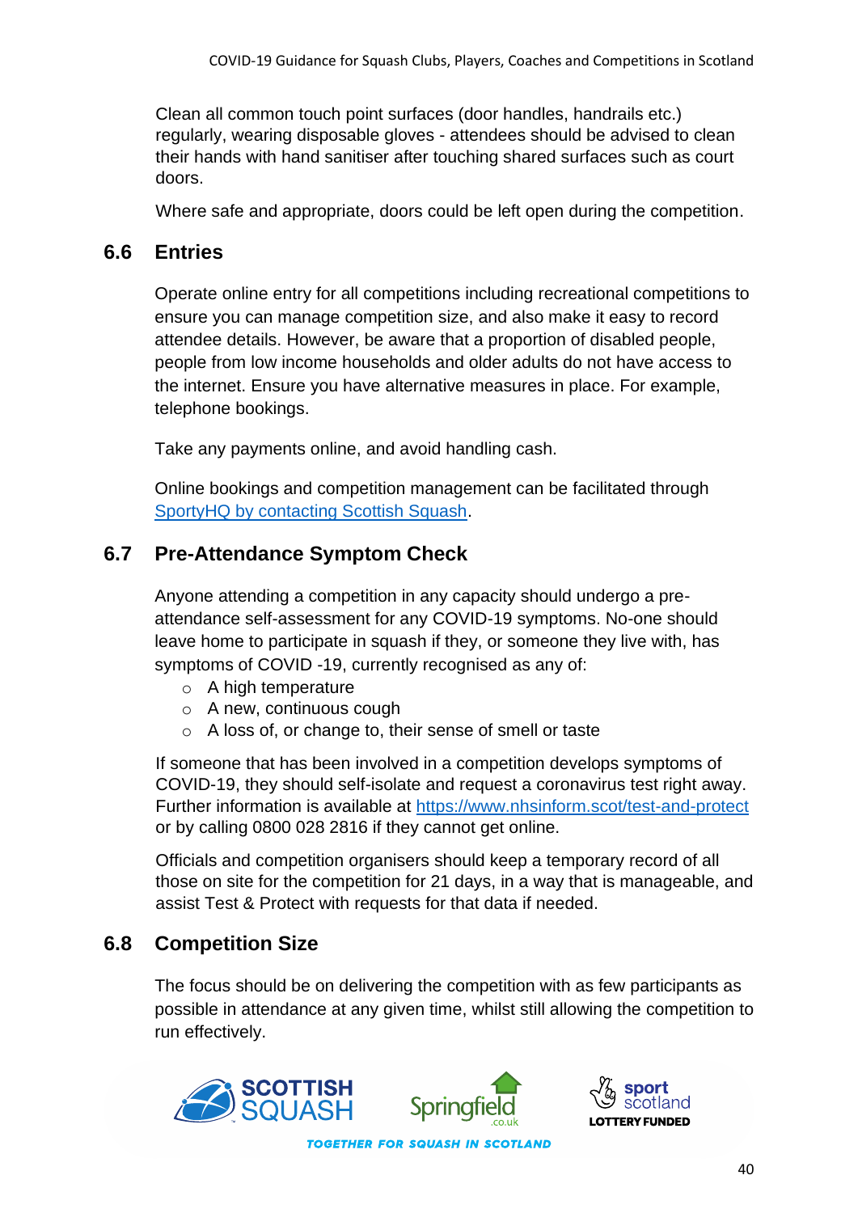Clean all common touch point surfaces (door handles, handrails etc.) regularly, wearing disposable gloves - attendees should be advised to clean their hands with hand sanitiser after touching shared surfaces such as court doors.

Where safe and appropriate, doors could be left open during the competition.

## 6.6 Entries

Operate online entry for all competitions including recreational competitions to ensure you can manage competition size, and also make it easy to record attendee details. However, be aware that a proportion of disabled people, people from low income households and older adults do not have access to the internet. Ensure you have alternative measures in place. For example, telephone bookings.

Take any payments online, and avoid handling cash.

Online bookings and competition management can be facilitated through [SportyHQ by contacting Scottish Squash].

## 6.7 Pre-Attendance Symptom Check

Anyone attending a competition in any capacity should undergo a pre-attendance self-assessment for any COVID-19 symptoms. No-one should leave home to participate in squash if they, or someone they live with, has symptoms of COVID -19, currently recognised as any of:

- A high temperature
- A new, continuous cough
- A loss of, or change to, their sense of smell or taste

If someone that has been involved in a competition develops symptoms of COVID-19, they should self-isolate and request a coronavirus test right away. Further information is available at https://www.nhsinform.scot/test-and-protect or by calling 0800 028 2816 if they cannot get online.

Officials and competition organisers should keep a temporary record of all those on site for the competition for 21 days, in a way that is manageable, and assist Test & Protect with requests for that data if needed.

## 6.8 Competition Size

The focus should be on delivering the competition with as few participants as possible in attendance at any given time, whilst still allowing the competition to run effectively.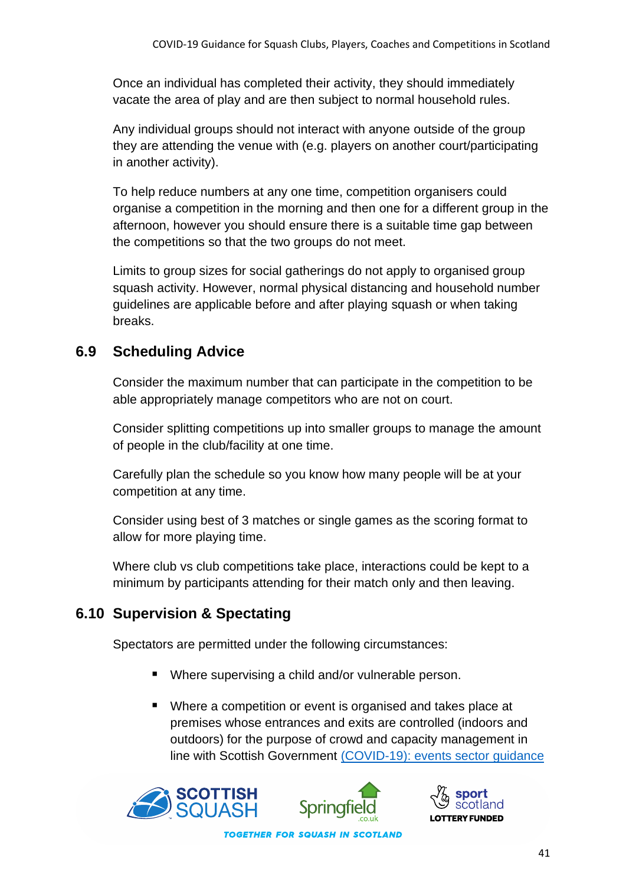Once an individual has completed their activity, they should immediately vacate the area of play and are then subject to normal household rules.

Any individual groups should not interact with anyone outside of the group they are attending the venue with (e.g. players on another court/participating in another activity).

To help reduce numbers at any one time, competition organisers could organise a competition in the morning and then one for a different group in the afternoon, however you should ensure there is a suitable time gap between the competitions so that the two groups do not meet.

Limits to group sizes for social gatherings do not apply to organised group squash activity. However, normal physical distancing and household number guidelines are applicable before and after playing squash or when taking breaks.

## 6.9 Scheduling Advice

Consider the maximum number that can participate in the competition to be able appropriately manage competitors who are not on court.

Consider splitting competitions up into smaller groups to manage the amount of people in the club/facility at one time.

Carefully plan the schedule so you know how many people will be at your competition at any time.

Consider using best of 3 matches or single games as the scoring format to allow for more playing time.

Where club vs club competitions take place, interactions could be kept to a minimum by participants attending for their match only and then leaving.

## 6.10 Supervision & Spectating

Spectators are permitted under the following circumstances:

- Where supervising a child and/or vulnerable person.
- Where a competition or event is organised and takes place at premises whose entrances and exits are controlled (indoors and outdoors) for the purpose of crowd and capacity management in line with Scottish Government [(COVID-19): events sector guidance]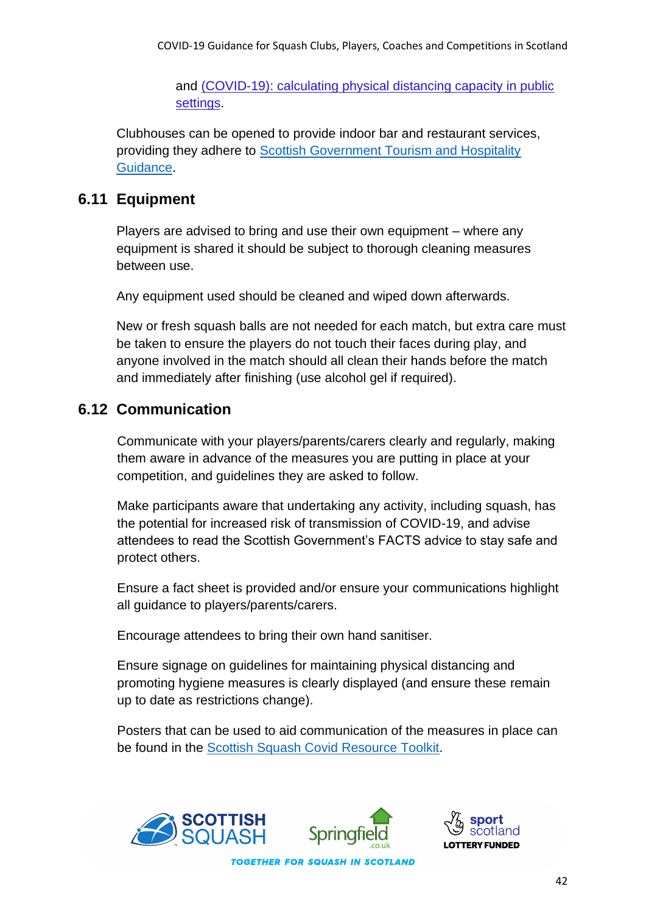and [(COVID-19): calculating physical distancing capacity in public settings](#).

Clubhouses can be opened to provide indoor bar and restaurant services, providing they adhere to [Scottish Government Tourism and Hospitality Guidance](#).

## 6.11 Equipment

Players are advised to bring and use their own equipment – where any equipment is shared it should be subject to thorough cleaning measures between use.

Any equipment used should be cleaned and wiped down afterwards.

New or fresh squash balls are not needed for each match, but extra care must be taken to ensure the players do not touch their faces during play, and anyone involved in the match should all clean their hands before the match and immediately after finishing (use alcohol gel if required).

## 6.12 Communication

Communicate with your players/parents/carers clearly and regularly, making them aware in advance of the measures you are putting in place at your competition, and guidelines they are asked to follow.

Make participants aware that undertaking any activity, including squash, has the potential for increased risk of transmission of COVID-19, and advise attendees to read the Scottish Government's FACTS advice to stay safe and protect others.

Ensure a fact sheet is provided and/or ensure your communications highlight all guidance to players/parents/carers.

Encourage attendees to bring their own hand sanitiser.

Ensure signage on guidelines for maintaining physical distancing and promoting hygiene measures is clearly displayed (and ensure these remain up to date as restrictions change).

Posters that can be used to aid communication of the measures in place can be found in the [Scottish Squash Covid Resource Toolkit](#).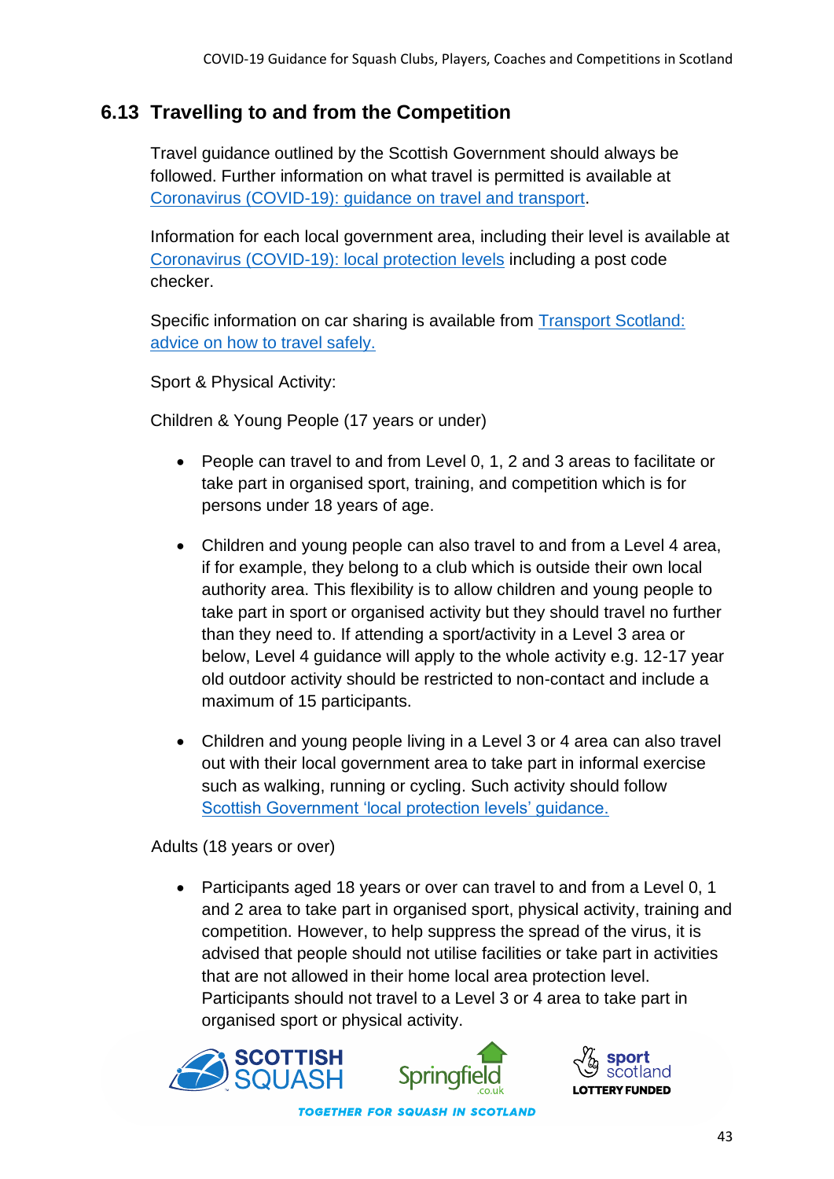## 6.13 Travelling to and from the Competition

Travel guidance outlined by the Scottish Government should always be followed. Further information on what travel is permitted is available at [Coronavirus (COVID-19): guidance on travel and transport](#).

Information for each local government area, including their level is available at [Coronavirus (COVID-19): local protection levels](#) including a post code checker.

Specific information on car sharing is available from [Transport Scotland: advice on how to travel safely.](#)

Sport & Physical Activity:

Children & Young People (17 years or under)

- People can travel to and from Level 0, 1, 2 and 3 areas to facilitate or take part in organised sport, training, and competition which is for persons under 18 years of age.

- Children and young people can also travel to and from a Level 4 area, if for example, they belong to a club which is outside their own local authority area. This flexibility is to allow children and young people to take part in sport or organised activity but they should travel no further than they need to. If attending a sport/activity in a Level 3 area or below, Level 4 guidance will apply to the whole activity e.g. 12-17 year old outdoor activity should be restricted to non-contact and include a maximum of 15 participants.

- Children and young people living in a Level 3 or 4 area can also travel out with their local government area to take part in informal exercise such as walking, running or cycling. Such activity should follow [Scottish Government 'local protection levels' guidance.](#)

Adults (18 years or over)

- Participants aged 18 years or over can travel to and from a Level 0, 1 and 2 area to take part in organised sport, physical activity, training and competition. However, to help suppress the spread of the virus, it is advised that people should not utilise facilities or take part in activities that are not allowed in their home local area protection level. Participants should not travel to a Level 3 or 4 area to take part in organised sport or physical activity.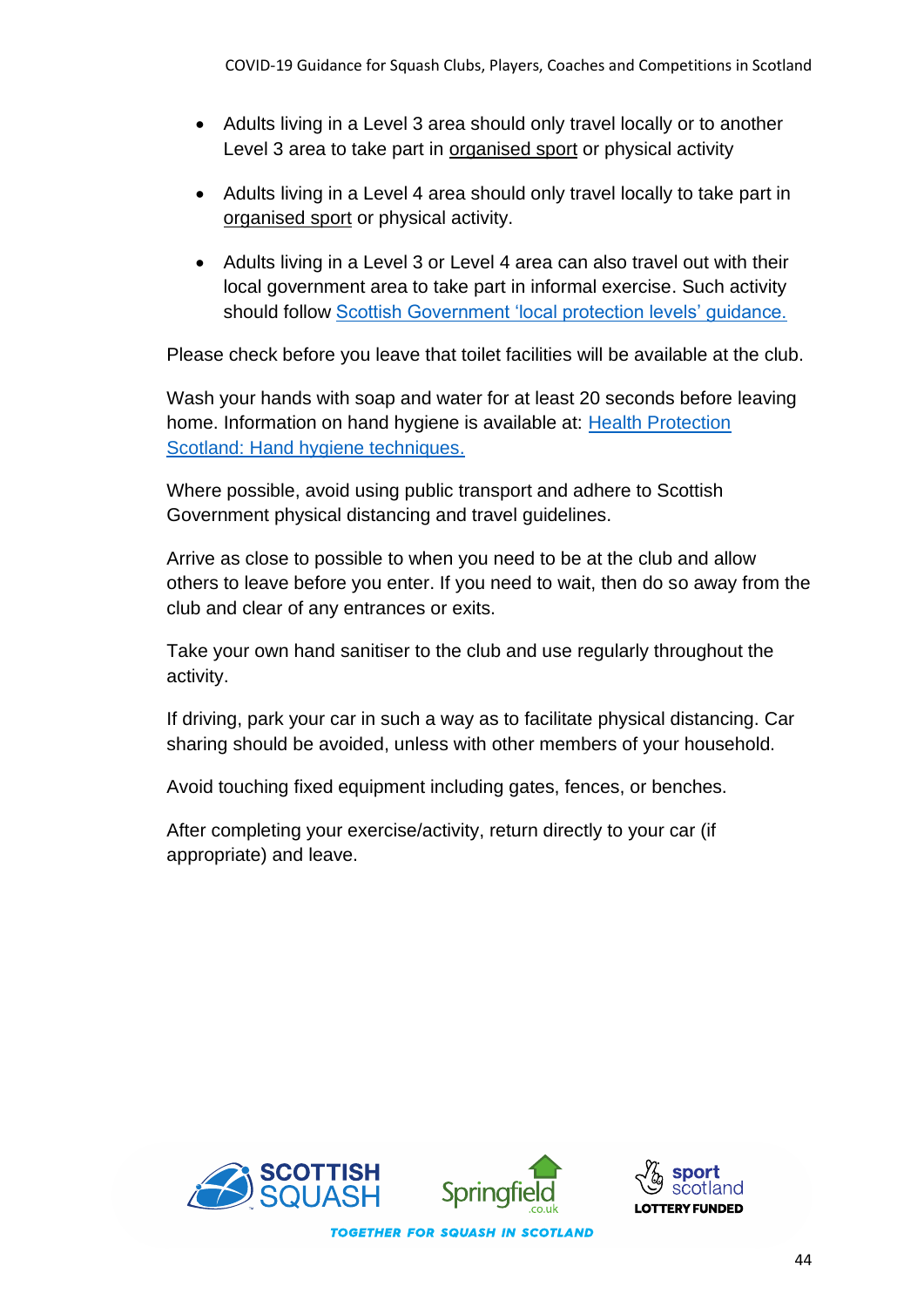- Adults living in a Level 3 area should only travel locally or to another Level 3 area to take part in organised sport or physical activity
- Adults living in a Level 4 area should only travel locally to take part in organised sport or physical activity.
- Adults living in a Level 3 or Level 4 area can also travel out with their local government area to take part in informal exercise. Such activity should follow Scottish Government 'local protection levels' guidance.

Please check before you leave that toilet facilities will be available at the club.

Wash your hands with soap and water for at least 20 seconds before leaving home. Information on hand hygiene is available at: Health Protection Scotland: Hand hygiene techniques.

Where possible, avoid using public transport and adhere to Scottish Government physical distancing and travel guidelines.

Arrive as close to possible to when you need to be at the club and allow others to leave before you enter. If you need to wait, then do so away from the club and clear of any entrances or exits.

Take your own hand sanitiser to the club and use regularly throughout the activity.

If driving, park your car in such a way as to facilitate physical distancing. Car sharing should be avoided, unless with other members of your household.

Avoid touching fixed equipment including gates, fences, or benches.

After completing your exercise/activity, return directly to your car (if appropriate) and leave.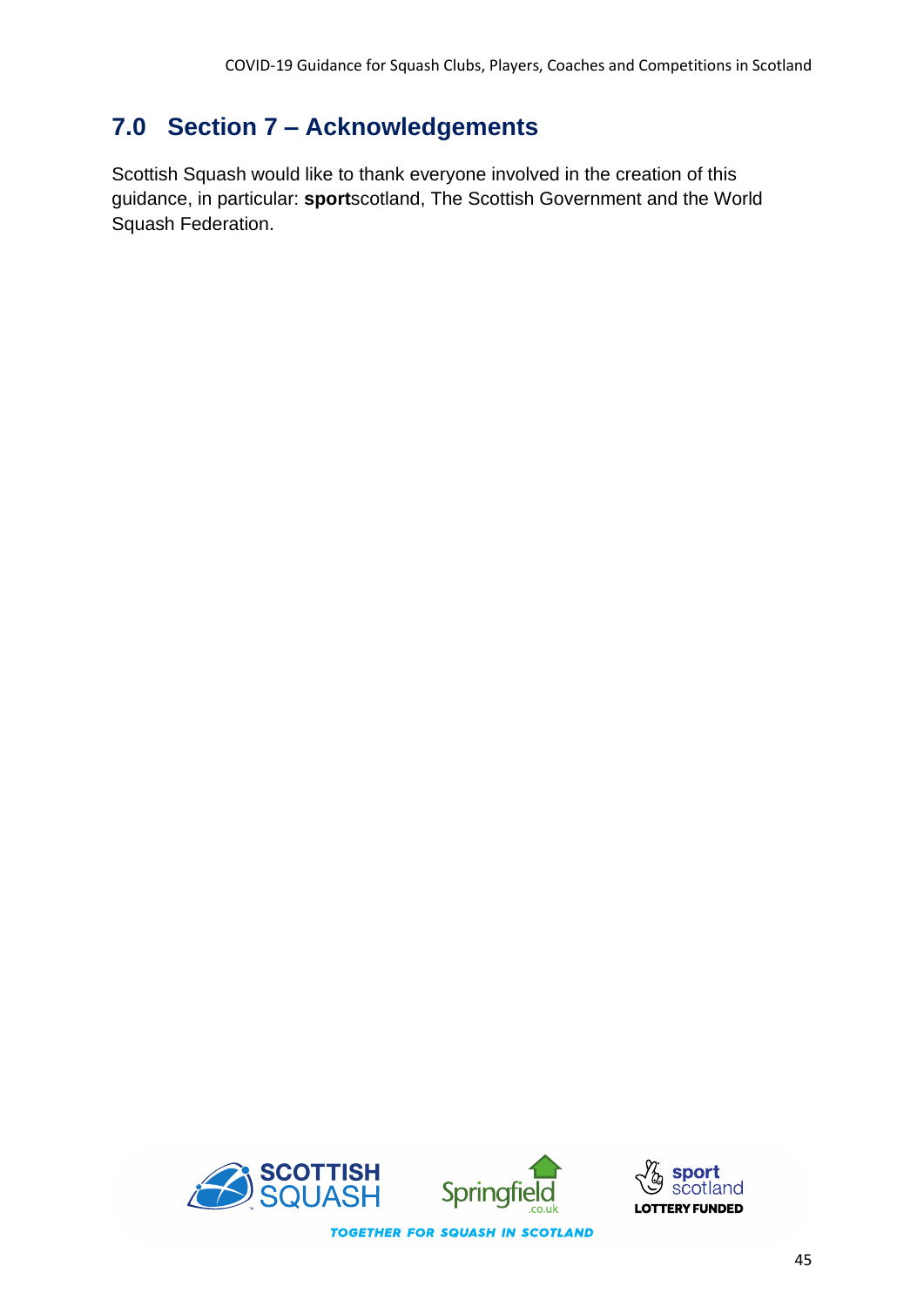## 7.0 Section 7 – Acknowledgements

Scottish Squash would like to thank everyone involved in the creation of this guidance, in particular: **sport**scotland, The Scottish Government and the World Squash Federation.

TOGETHER FOR SQUASH IN SCOTLAND